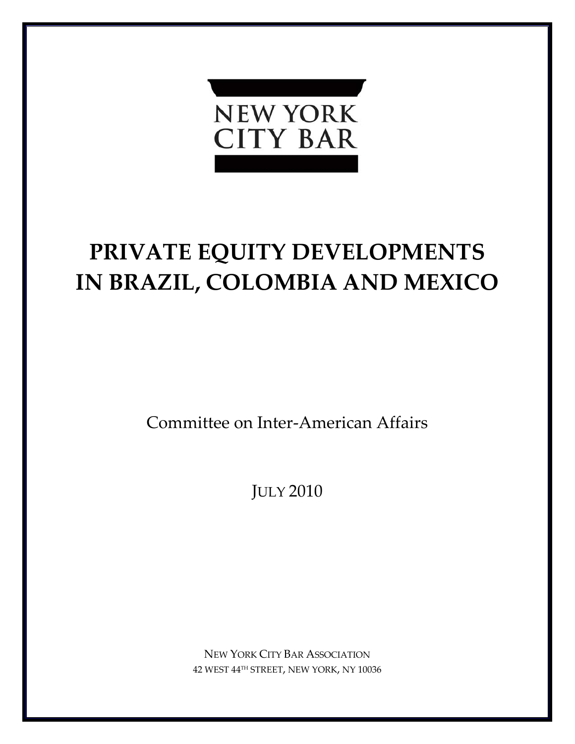NEW YORK CITY BAR

# PRIVATE EQUITY DEVELOPMENTS IN BRAZIL, COLOMBIA AND MEXICO

Committee on Inter-American Affairs

JULY 2010

NEW YORK CITY BAR ASSOCIATION
42 WEST 44TH STREET, NEW YORK, NY 10036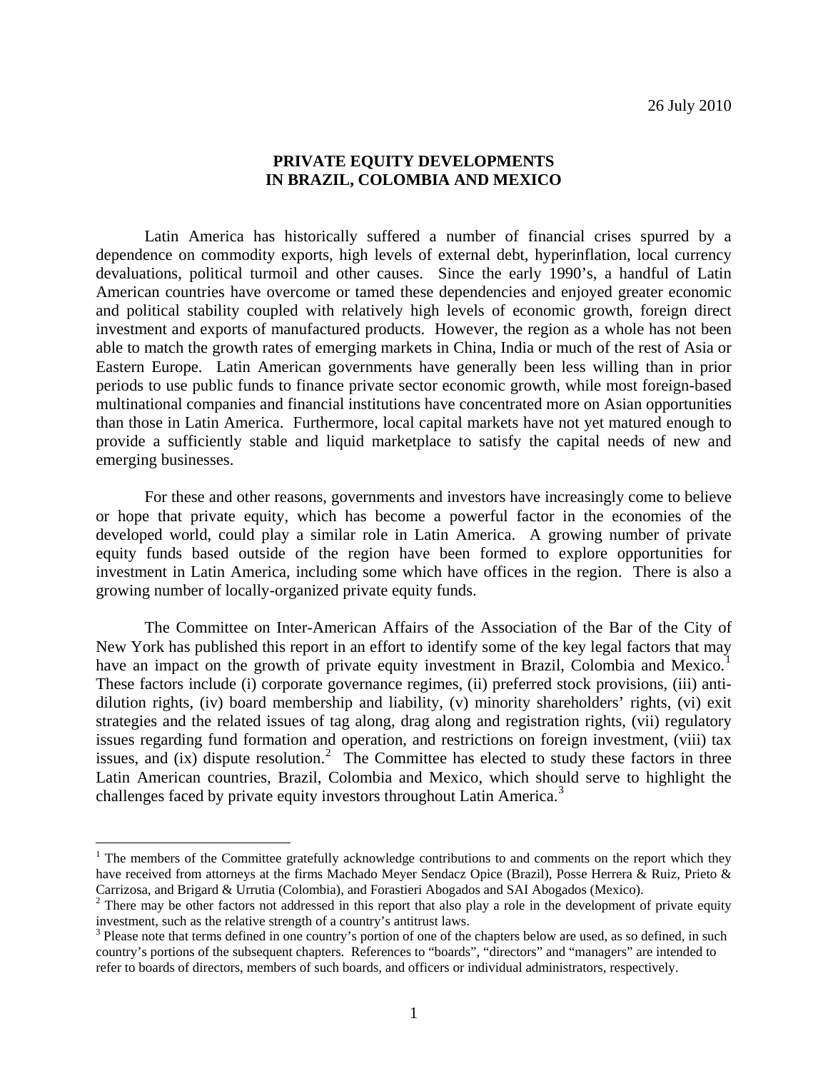26 July 2010

**PRIVATE EQUITY DEVELOPMENTS IN BRAZIL, COLOMBIA AND MEXICO**

Latin America has historically suffered a number of financial crises spurred by a dependence on commodity exports, high levels of external debt, hyperinflation, local currency devaluations, political turmoil and other causes. Since the early 1990's, a handful of Latin American countries have overcome or tamed these dependencies and enjoyed greater economic and political stability coupled with relatively high levels of economic growth, foreign direct investment and exports of manufactured products. However, the region as a whole has not been able to match the growth rates of emerging markets in China, India or much of the rest of Asia or Eastern Europe. Latin American governments have generally been less willing than in prior periods to use public funds to finance private sector economic growth, while most foreign-based multinational companies and financial institutions have concentrated more on Asian opportunities than those in Latin America. Furthermore, local capital markets have not yet matured enough to provide a sufficiently stable and liquid marketplace to satisfy the capital needs of new and emerging businesses.

For these and other reasons, governments and investors have increasingly come to believe or hope that private equity, which has become a powerful factor in the economies of the developed world, could play a similar role in Latin America. A growing number of private equity funds based outside of the region have been formed to explore opportunities for investment in Latin America, including some which have offices in the region. There is also a growing number of locally-organized private equity funds.

The Committee on Inter-American Affairs of the Association of the Bar of the City of New York has published this report in an effort to identify some of the key legal factors that may have an impact on the growth of private equity investment in Brazil, Colombia and Mexico.[1] These factors include (i) corporate governance regimes, (ii) preferred stock provisions, (iii) anti-dilution rights, (iv) board membership and liability, (v) minority shareholders' rights, (vi) exit strategies and the related issues of tag along, drag along and registration rights, (vii) regulatory issues regarding fund formation and operation, and restrictions on foreign investment, (viii) tax issues, and (ix) dispute resolution.[2] The Committee has elected to study these factors in three Latin American countries, Brazil, Colombia and Mexico, which should serve to highlight the challenges faced by private equity investors throughout Latin America.[3]

[1] The members of the Committee gratefully acknowledge contributions to and comments on the report which they have received from attorneys at the firms Machado Meyer Sendacz Opice (Brazil), Posse Herrera & Ruiz, Prieto & Carrizosa, and Brigard & Urrutia (Colombia), and Forastieri Abogados and SAI Abogados (Mexico).

[2] There may be other factors not addressed in this report that also play a role in the development of private equity investment, such as the relative strength of a country's antitrust laws.

[3] Please note that terms defined in one country's portion of one of the chapters below are used, as so defined, in such country's portions of the subsequent chapters. References to "boards", "directors" and "managers" are intended to refer to boards of directors, members of such boards, and officers or individual administrators, respectively.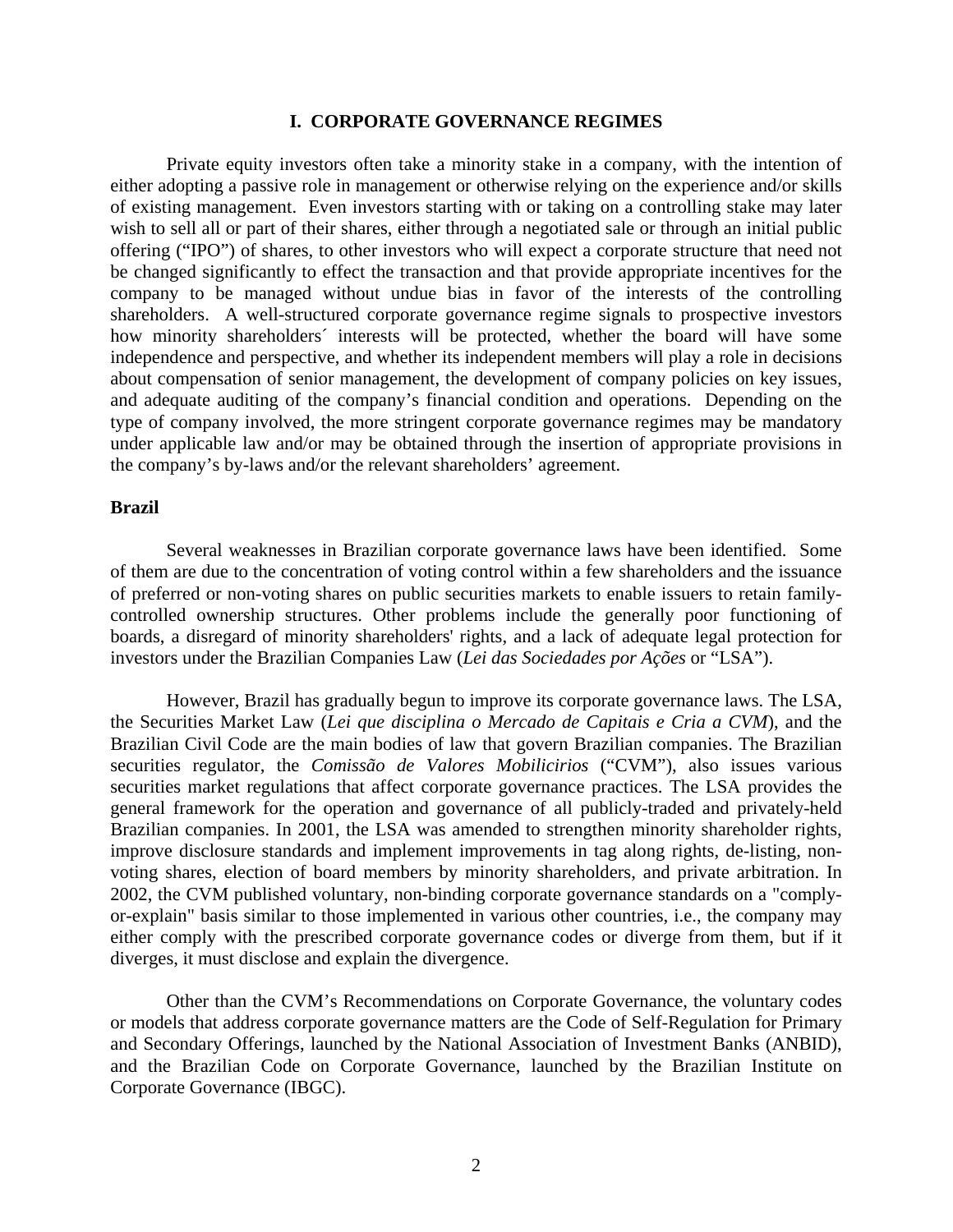# I. CORPORATE GOVERNANCE REGIMES

Private equity investors often take a minority stake in a company, with the intention of either adopting a passive role in management or otherwise relying on the experience and/or skills of existing management. Even investors starting with or taking on a controlling stake may later wish to sell all or part of their shares, either through a negotiated sale or through an initial public offering ("IPO") of shares, to other investors who will expect a corporate structure that need not be changed significantly to effect the transaction and that provide appropriate incentives for the company to be managed without undue bias in favor of the interests of the controlling shareholders. A well-structured corporate governance regime signals to prospective investors how minority shareholders´ interests will be protected, whether the board will have some independence and perspective, and whether its independent members will play a role in decisions about compensation of senior management, the development of company policies on key issues, and adequate auditing of the company's financial condition and operations. Depending on the type of company involved, the more stringent corporate governance regimes may be mandatory under applicable law and/or may be obtained through the insertion of appropriate provisions in the company's by-laws and/or the relevant shareholders' agreement.

## Brazil

Several weaknesses in Brazilian corporate governance laws have been identified. Some of them are due to the concentration of voting control within a few shareholders and the issuance of preferred or non-voting shares on public securities markets to enable issuers to retain family-controlled ownership structures. Other problems include the generally poor functioning of boards, a disregard of minority shareholders' rights, and a lack of adequate legal protection for investors under the Brazilian Companies Law (*Lei das Sociedades por Ações* or "LSA").

However, Brazil has gradually begun to improve its corporate governance laws. The LSA, the Securities Market Law (*Lei que disciplina o Mercado de Capitais e Cria a CVM*), and the Brazilian Civil Code are the main bodies of law that govern Brazilian companies. The Brazilian securities regulator, the *Comissão de Valores Mobilicirios* ("CVM"), also issues various securities market regulations that affect corporate governance practices. The LSA provides the general framework for the operation and governance of all publicly-traded and privately-held Brazilian companies. In 2001, the LSA was amended to strengthen minority shareholder rights, improve disclosure standards and implement improvements in tag along rights, de-listing, non-voting shares, election of board members by minority shareholders, and private arbitration. In 2002, the CVM published voluntary, non-binding corporate governance standards on a "comply-or-explain" basis similar to those implemented in various other countries, i.e., the company may either comply with the prescribed corporate governance codes or diverge from them, but if it diverges, it must disclose and explain the divergence.

Other than the CVM's Recommendations on Corporate Governance, the voluntary codes or models that address corporate governance matters are the Code of Self-Regulation for Primary and Secondary Offerings, launched by the National Association of Investment Banks (ANBID), and the Brazilian Code on Corporate Governance, launched by the Brazilian Institute on Corporate Governance (IBGC).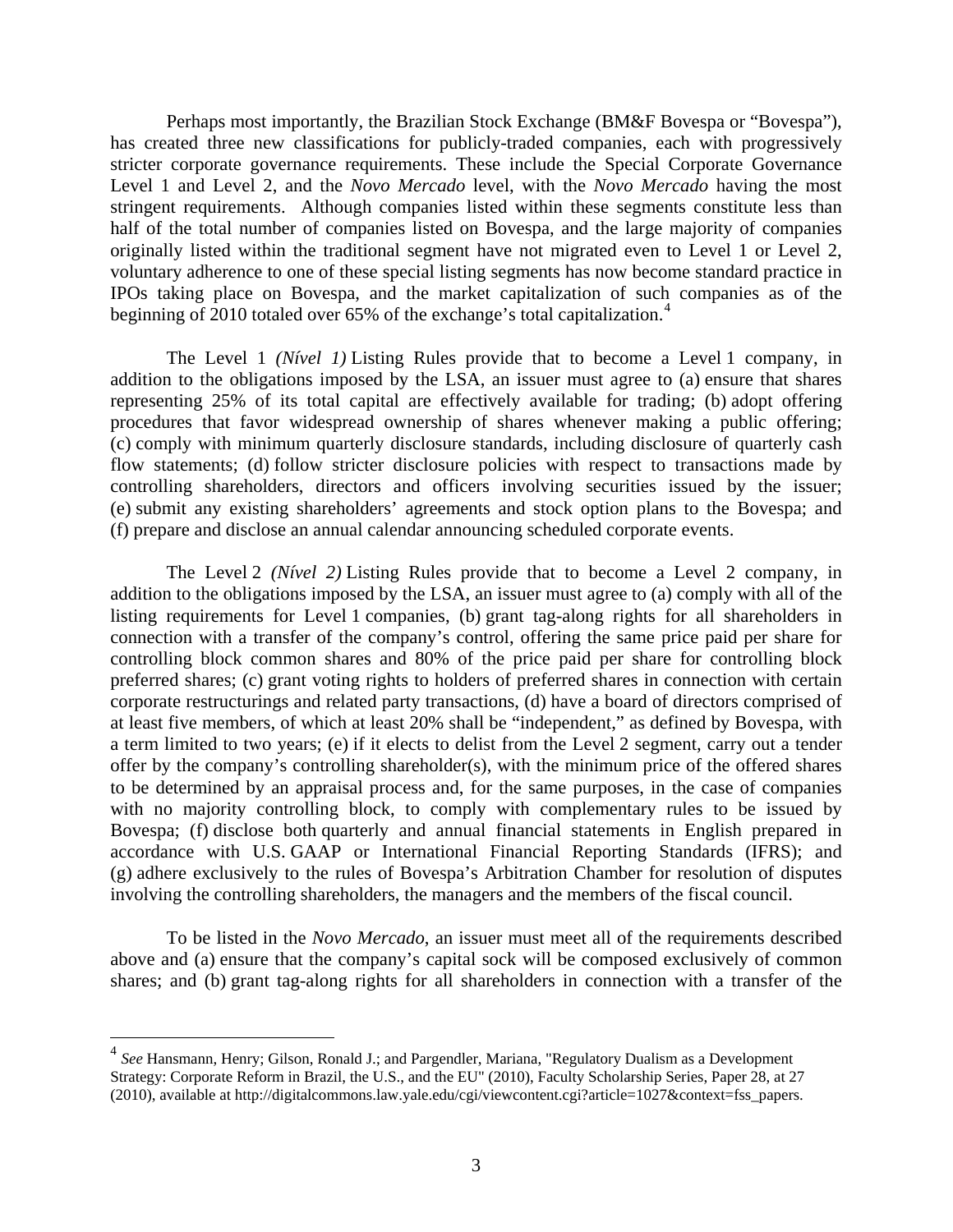Perhaps most importantly, the Brazilian Stock Exchange (BM&F Bovespa or "Bovespa"), has created three new classifications for publicly-traded companies, each with progressively stricter corporate governance requirements. These include the Special Corporate Governance Level 1 and Level 2, and the *Novo Mercado* level, with the *Novo Mercado* having the most stringent requirements. Although companies listed within these segments constitute less than half of the total number of companies listed on Bovespa, and the large majority of companies originally listed within the traditional segment have not migrated even to Level 1 or Level 2, voluntary adherence to one of these special listing segments has now become standard practice in IPOs taking place on Bovespa, and the market capitalization of such companies as of the beginning of 2010 totaled over 65% of the exchange's total capitalization.[4]

The Level 1 *(Nível 1)* Listing Rules provide that to become a Level 1 company, in addition to the obligations imposed by the LSA, an issuer must agree to (a) ensure that shares representing 25% of its total capital are effectively available for trading; (b) adopt offering procedures that favor widespread ownership of shares whenever making a public offering; (c) comply with minimum quarterly disclosure standards, including disclosure of quarterly cash flow statements; (d) follow stricter disclosure policies with respect to transactions made by controlling shareholders, directors and officers involving securities issued by the issuer; (e) submit any existing shareholders' agreements and stock option plans to the Bovespa; and (f) prepare and disclose an annual calendar announcing scheduled corporate events.

The Level 2 *(Nível 2)* Listing Rules provide that to become a Level 2 company, in addition to the obligations imposed by the LSA, an issuer must agree to (a) comply with all of the listing requirements for Level 1 companies, (b) grant tag-along rights for all shareholders in connection with a transfer of the company's control, offering the same price paid per share for controlling block common shares and 80% of the price paid per share for controlling block preferred shares; (c) grant voting rights to holders of preferred shares in connection with certain corporate restructurings and related party transactions, (d) have a board of directors comprised of at least five members, of which at least 20% shall be "independent," as defined by Bovespa, with a term limited to two years; (e) if it elects to delist from the Level 2 segment, carry out a tender offer by the company's controlling shareholder(s), with the minimum price of the offered shares to be determined by an appraisal process and, for the same purposes, in the case of companies with no majority controlling block, to comply with complementary rules to be issued by Bovespa; (f) disclose both quarterly and annual financial statements in English prepared in accordance with U.S. GAAP or International Financial Reporting Standards (IFRS); and (g) adhere exclusively to the rules of Bovespa's Arbitration Chamber for resolution of disputes involving the controlling shareholders, the managers and the members of the fiscal council.

To be listed in the *Novo Mercado*, an issuer must meet all of the requirements described above and (a) ensure that the company's capital sock will be composed exclusively of common shares; and (b) grant tag-along rights for all shareholders in connection with a transfer of the

---

[4] *See* Hansmann, Henry; Gilson, Ronald J.; and Pargendler, Mariana, "Regulatory Dualism as a Development Strategy: Corporate Reform in Brazil, the U.S., and the EU" (2010), Faculty Scholarship Series, Paper 28, at 27 (2010), available at http://digitalcommons.law.yale.edu/cgi/viewcontent.cgi?article=1027&context=fss_papers.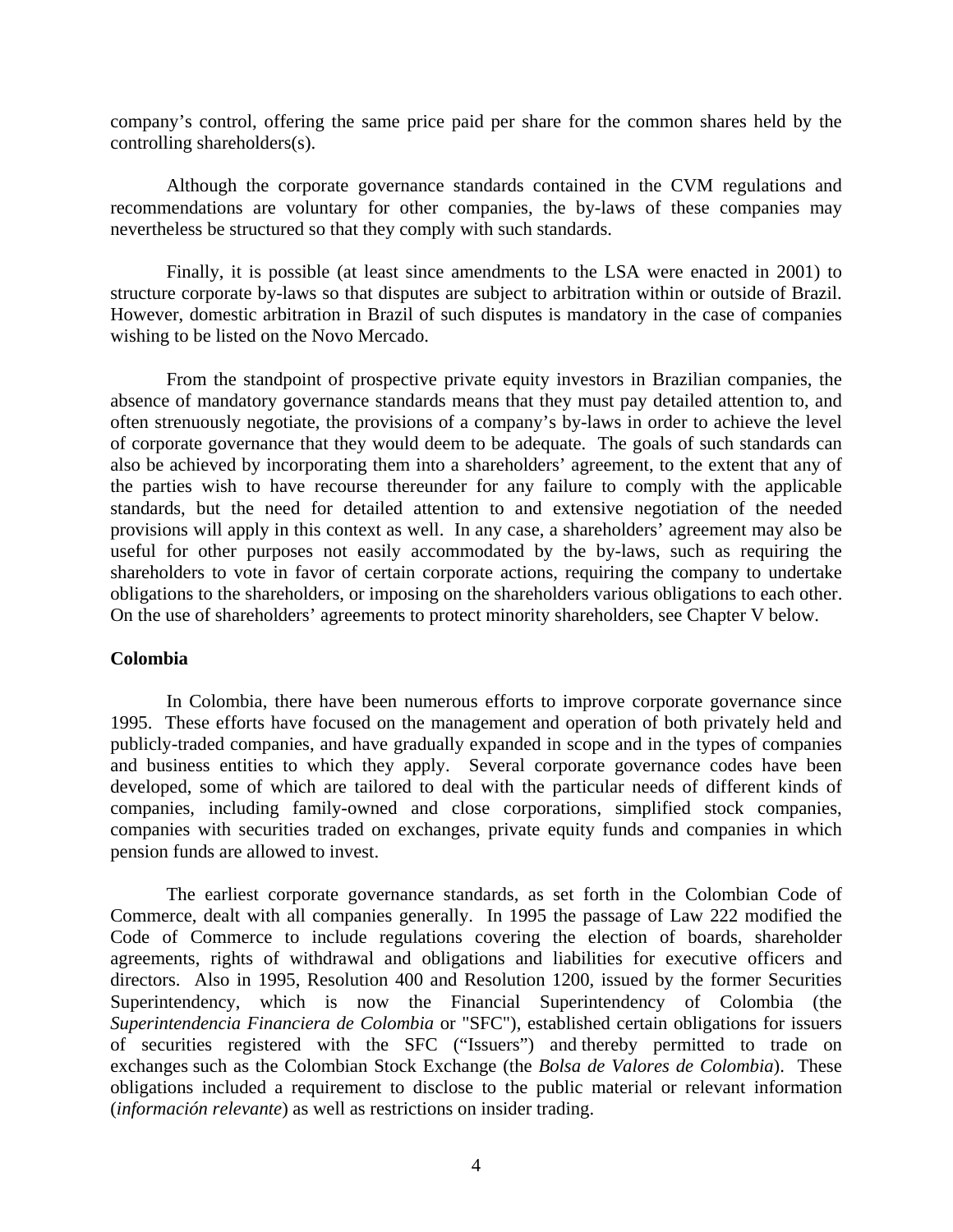company's control, offering the same price paid per share for the common shares held by the controlling shareholders(s).

Although the corporate governance standards contained in the CVM regulations and recommendations are voluntary for other companies, the by-laws of these companies may nevertheless be structured so that they comply with such standards.

Finally, it is possible (at least since amendments to the LSA were enacted in 2001) to structure corporate by-laws so that disputes are subject to arbitration within or outside of Brazil. However, domestic arbitration in Brazil of such disputes is mandatory in the case of companies wishing to be listed on the Novo Mercado.

From the standpoint of prospective private equity investors in Brazilian companies, the absence of mandatory governance standards means that they must pay detailed attention to, and often strenuously negotiate, the provisions of a company's by-laws in order to achieve the level of corporate governance that they would deem to be adequate. The goals of such standards can also be achieved by incorporating them into a shareholders' agreement, to the extent that any of the parties wish to have recourse thereunder for any failure to comply with the applicable standards, but the need for detailed attention to and extensive negotiation of the needed provisions will apply in this context as well. In any case, a shareholders' agreement may also be useful for other purposes not easily accommodated by the by-laws, such as requiring the shareholders to vote in favor of certain corporate actions, requiring the company to undertake obligations to the shareholders, or imposing on the shareholders various obligations to each other. On the use of shareholders' agreements to protect minority shareholders, see Chapter V below.

**Colombia**

In Colombia, there have been numerous efforts to improve corporate governance since 1995. These efforts have focused on the management and operation of both privately held and publicly-traded companies, and have gradually expanded in scope and in the types of companies and business entities to which they apply. Several corporate governance codes have been developed, some of which are tailored to deal with the particular needs of different kinds of companies, including family-owned and close corporations, simplified stock companies, companies with securities traded on exchanges, private equity funds and companies in which pension funds are allowed to invest.

The earliest corporate governance standards, as set forth in the Colombian Code of Commerce, dealt with all companies generally. In 1995 the passage of Law 222 modified the Code of Commerce to include regulations covering the election of boards, shareholder agreements, rights of withdrawal and obligations and liabilities for executive officers and directors. Also in 1995, Resolution 400 and Resolution 1200, issued by the former Securities Superintendency, which is now the Financial Superintendency of Colombia (the *Superintendencia Financiera de Colombia* or "SFC"), established certain obligations for issuers of securities registered with the SFC ("Issuers") and thereby permitted to trade on exchanges such as the Colombian Stock Exchange (the *Bolsa de Valores de Colombia*). These obligations included a requirement to disclose to the public material or relevant information (*información relevante*) as well as restrictions on insider trading.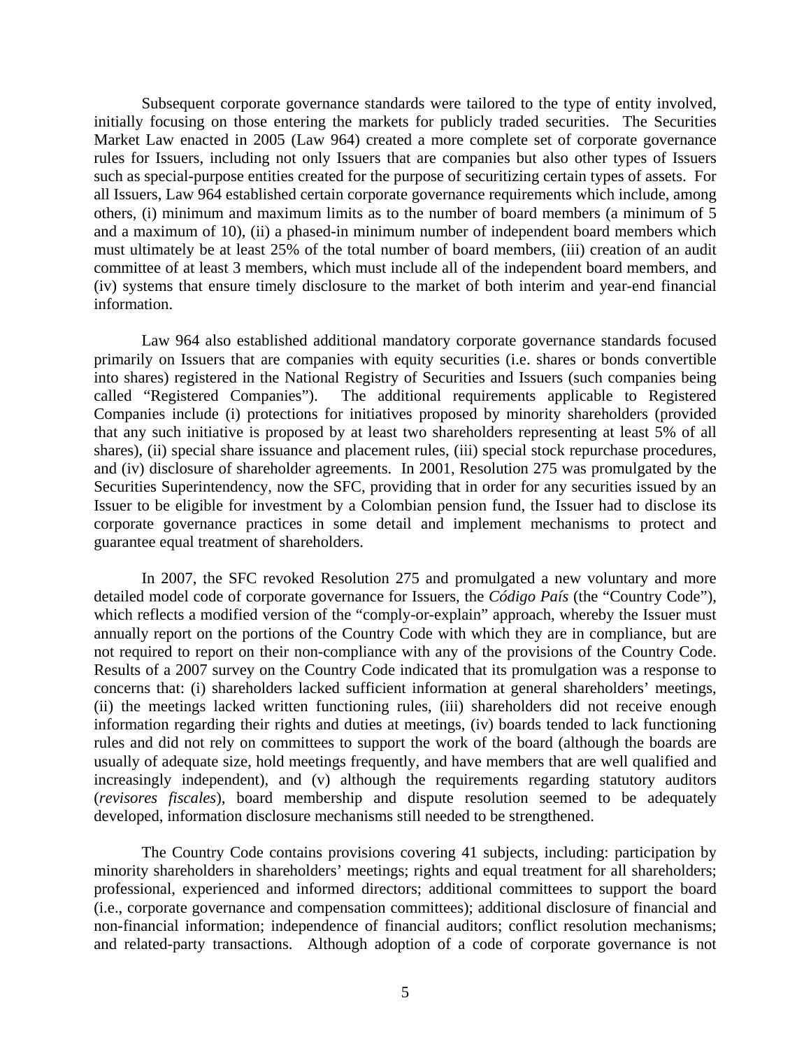Subsequent corporate governance standards were tailored to the type of entity involved, initially focusing on those entering the markets for publicly traded securities. The Securities Market Law enacted in 2005 (Law 964) created a more complete set of corporate governance rules for Issuers, including not only Issuers that are companies but also other types of Issuers such as special-purpose entities created for the purpose of securitizing certain types of assets. For all Issuers, Law 964 established certain corporate governance requirements which include, among others, (i) minimum and maximum limits as to the number of board members (a minimum of 5 and a maximum of 10), (ii) a phased-in minimum number of independent board members which must ultimately be at least 25% of the total number of board members, (iii) creation of an audit committee of at least 3 members, which must include all of the independent board members, and (iv) systems that ensure timely disclosure to the market of both interim and year-end financial information.

Law 964 also established additional mandatory corporate governance standards focused primarily on Issuers that are companies with equity securities (i.e. shares or bonds convertible into shares) registered in the National Registry of Securities and Issuers (such companies being called "Registered Companies"). The additional requirements applicable to Registered Companies include (i) protections for initiatives proposed by minority shareholders (provided that any such initiative is proposed by at least two shareholders representing at least 5% of all shares), (ii) special share issuance and placement rules, (iii) special stock repurchase procedures, and (iv) disclosure of shareholder agreements. In 2001, Resolution 275 was promulgated by the Securities Superintendency, now the SFC, providing that in order for any securities issued by an Issuer to be eligible for investment by a Colombian pension fund, the Issuer had to disclose its corporate governance practices in some detail and implement mechanisms to protect and guarantee equal treatment of shareholders.

In 2007, the SFC revoked Resolution 275 and promulgated a new voluntary and more detailed model code of corporate governance for Issuers, the *Código País* (the "Country Code"), which reflects a modified version of the "comply-or-explain" approach, whereby the Issuer must annually report on the portions of the Country Code with which they are in compliance, but are not required to report on their non-compliance with any of the provisions of the Country Code. Results of a 2007 survey on the Country Code indicated that its promulgation was a response to concerns that: (i) shareholders lacked sufficient information at general shareholders' meetings, (ii) the meetings lacked written functioning rules, (iii) shareholders did not receive enough information regarding their rights and duties at meetings, (iv) boards tended to lack functioning rules and did not rely on committees to support the work of the board (although the boards are usually of adequate size, hold meetings frequently, and have members that are well qualified and increasingly independent), and (v) although the requirements regarding statutory auditors (*revisores fiscales*), board membership and dispute resolution seemed to be adequately developed, information disclosure mechanisms still needed to be strengthened.

The Country Code contains provisions covering 41 subjects, including: participation by minority shareholders in shareholders' meetings; rights and equal treatment for all shareholders; professional, experienced and informed directors; additional committees to support the board (i.e., corporate governance and compensation committees); additional disclosure of financial and non-financial information; independence of financial auditors; conflict resolution mechanisms; and related-party transactions. Although adoption of a code of corporate governance is not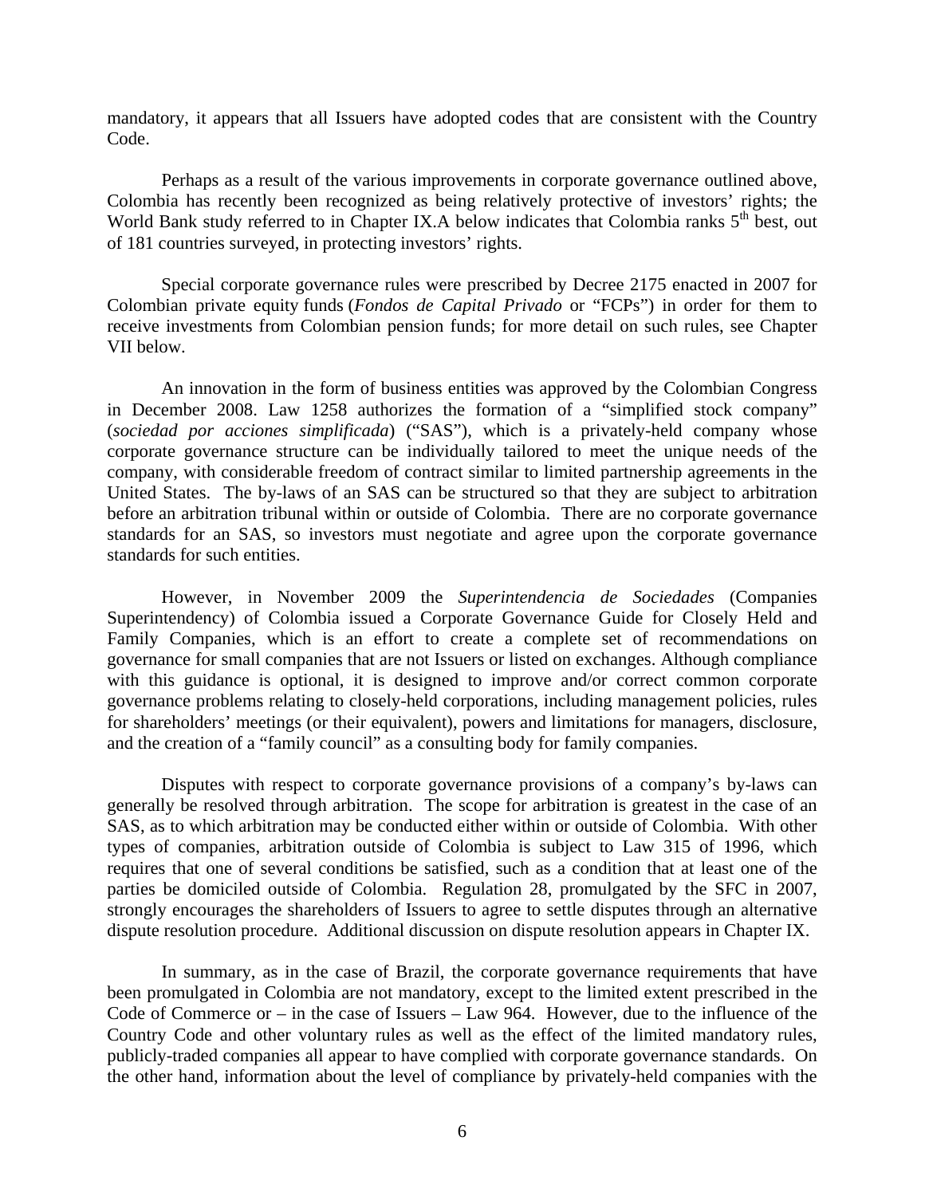mandatory, it appears that all Issuers have adopted codes that are consistent with the Country Code.

Perhaps as a result of the various improvements in corporate governance outlined above, Colombia has recently been recognized as being relatively protective of investors' rights; the World Bank study referred to in Chapter IX.A below indicates that Colombia ranks 5th best, out of 181 countries surveyed, in protecting investors' rights.

Special corporate governance rules were prescribed by Decree 2175 enacted in 2007 for Colombian private equity funds (*Fondos de Capital Privado* or "FCPs") in order for them to receive investments from Colombian pension funds; for more detail on such rules, see Chapter VII below.

An innovation in the form of business entities was approved by the Colombian Congress in December 2008. Law 1258 authorizes the formation of a "simplified stock company" (*sociedad por acciones simplificada*) ("SAS"), which is a privately-held company whose corporate governance structure can be individually tailored to meet the unique needs of the company, with considerable freedom of contract similar to limited partnership agreements in the United States. The by-laws of an SAS can be structured so that they are subject to arbitration before an arbitration tribunal within or outside of Colombia. There are no corporate governance standards for an SAS, so investors must negotiate and agree upon the corporate governance standards for such entities.

However, in November 2009 the *Superintendencia de Sociedades* (Companies Superintendency) of Colombia issued a Corporate Governance Guide for Closely Held and Family Companies, which is an effort to create a complete set of recommendations on governance for small companies that are not Issuers or listed on exchanges. Although compliance with this guidance is optional, it is designed to improve and/or correct common corporate governance problems relating to closely-held corporations, including management policies, rules for shareholders' meetings (or their equivalent), powers and limitations for managers, disclosure, and the creation of a "family council" as a consulting body for family companies.

Disputes with respect to corporate governance provisions of a company's by-laws can generally be resolved through arbitration. The scope for arbitration is greatest in the case of an SAS, as to which arbitration may be conducted either within or outside of Colombia. With other types of companies, arbitration outside of Colombia is subject to Law 315 of 1996, which requires that one of several conditions be satisfied, such as a condition that at least one of the parties be domiciled outside of Colombia. Regulation 28, promulgated by the SFC in 2007, strongly encourages the shareholders of Issuers to agree to settle disputes through an alternative dispute resolution procedure. Additional discussion on dispute resolution appears in Chapter IX.

In summary, as in the case of Brazil, the corporate governance requirements that have been promulgated in Colombia are not mandatory, except to the limited extent prescribed in the Code of Commerce or – in the case of Issuers – Law 964. However, due to the influence of the Country Code and other voluntary rules as well as the effect of the limited mandatory rules, publicly-traded companies all appear to have complied with corporate governance standards. On the other hand, information about the level of compliance by privately-held companies with the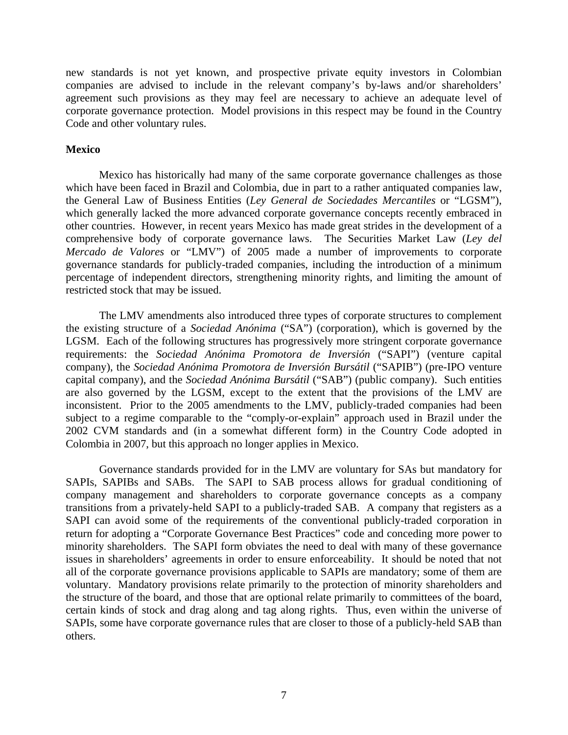new standards is not yet known, and prospective private equity investors in Colombian companies are advised to include in the relevant company's by-laws and/or shareholders' agreement such provisions as they may feel are necessary to achieve an adequate level of corporate governance protection. Model provisions in this respect may be found in the Country Code and other voluntary rules.

**Mexico**

Mexico has historically had many of the same corporate governance challenges as those which have been faced in Brazil and Colombia, due in part to a rather antiquated companies law, the General Law of Business Entities (*Ley General de Sociedades Mercantiles* or "LGSM"), which generally lacked the more advanced corporate governance concepts recently embraced in other countries. However, in recent years Mexico has made great strides in the development of a comprehensive body of corporate governance laws. The Securities Market Law (*Ley del Mercado de Valores* or "LMV") of 2005 made a number of improvements to corporate governance standards for publicly-traded companies, including the introduction of a minimum percentage of independent directors, strengthening minority rights, and limiting the amount of restricted stock that may be issued.

The LMV amendments also introduced three types of corporate structures to complement the existing structure of a *Sociedad Anónima* ("SA") (corporation), which is governed by the LGSM. Each of the following structures has progressively more stringent corporate governance requirements: the *Sociedad Anónima Promotora de Inversión* ("SAPI") (venture capital company), the *Sociedad Anónima Promotora de Inversión Bursátil* ("SAPIB") (pre-IPO venture capital company), and the *Sociedad Anónima Bursátil* ("SAB") (public company). Such entities are also governed by the LGSM, except to the extent that the provisions of the LMV are inconsistent. Prior to the 2005 amendments to the LMV, publicly-traded companies had been subject to a regime comparable to the "comply-or-explain" approach used in Brazil under the 2002 CVM standards and (in a somewhat different form) in the Country Code adopted in Colombia in 2007, but this approach no longer applies in Mexico.

Governance standards provided for in the LMV are voluntary for SAs but mandatory for SAPIs, SAPIBs and SABs. The SAPI to SAB process allows for gradual conditioning of company management and shareholders to corporate governance concepts as a company transitions from a privately-held SAPI to a publicly-traded SAB. A company that registers as a SAPI can avoid some of the requirements of the conventional publicly-traded corporation in return for adopting a "Corporate Governance Best Practices" code and conceding more power to minority shareholders. The SAPI form obviates the need to deal with many of these governance issues in shareholders' agreements in order to ensure enforceability. It should be noted that not all of the corporate governance provisions applicable to SAPIs are mandatory; some of them are voluntary. Mandatory provisions relate primarily to the protection of minority shareholders and the structure of the board, and those that are optional relate primarily to committees of the board, certain kinds of stock and drag along and tag along rights. Thus, even within the universe of SAPIs, some have corporate governance rules that are closer to those of a publicly-held SAB than others.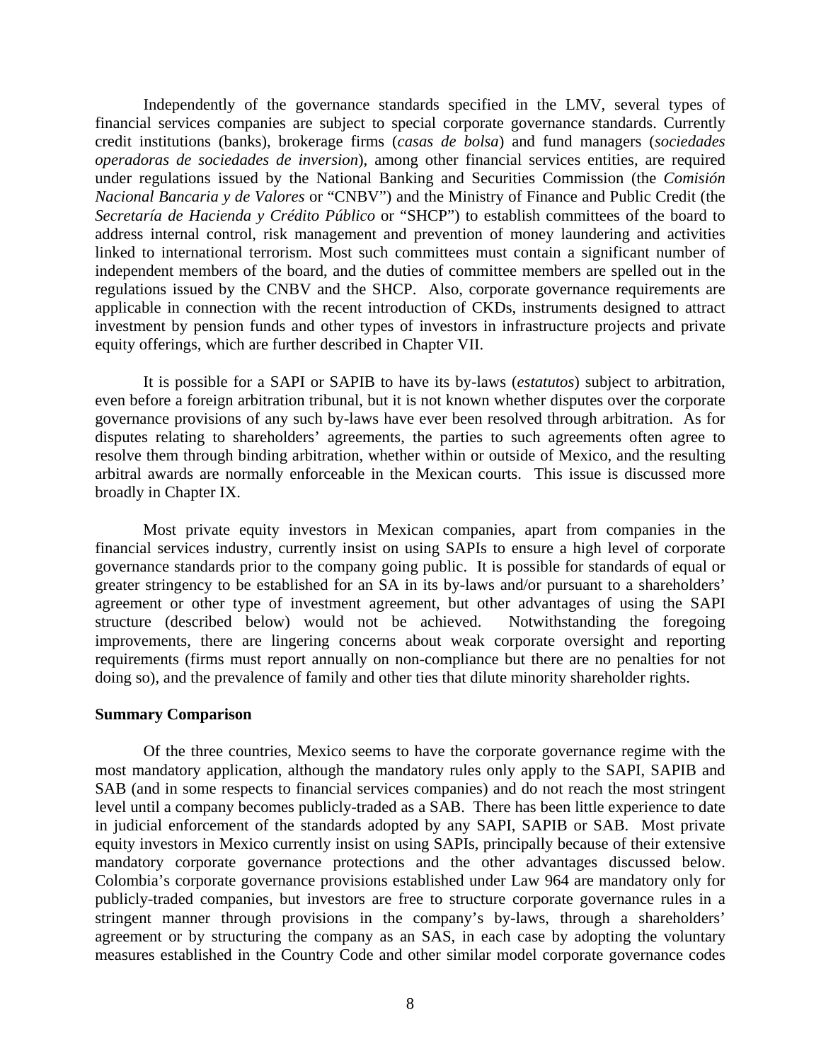Independently of the governance standards specified in the LMV, several types of financial services companies are subject to special corporate governance standards. Currently credit institutions (banks), brokerage firms (*casas de bolsa*) and fund managers (*sociedades operadoras de sociedades de inversion*), among other financial services entities, are required under regulations issued by the National Banking and Securities Commission (the *Comisión Nacional Bancaria y de Valores* or "CNBV") and the Ministry of Finance and Public Credit (the *Secretaría de Hacienda y Crédito Público* or "SHCP") to establish committees of the board to address internal control, risk management and prevention of money laundering and activities linked to international terrorism. Most such committees must contain a significant number of independent members of the board, and the duties of committee members are spelled out in the regulations issued by the CNBV and the SHCP. Also, corporate governance requirements are applicable in connection with the recent introduction of CKDs, instruments designed to attract investment by pension funds and other types of investors in infrastructure projects and private equity offerings, which are further described in Chapter VII.

It is possible for a SAPI or SAPIB to have its by-laws (*estatutos*) subject to arbitration, even before a foreign arbitration tribunal, but it is not known whether disputes over the corporate governance provisions of any such by-laws have ever been resolved through arbitration. As for disputes relating to shareholders' agreements, the parties to such agreements often agree to resolve them through binding arbitration, whether within or outside of Mexico, and the resulting arbitral awards are normally enforceable in the Mexican courts. This issue is discussed more broadly in Chapter IX.

Most private equity investors in Mexican companies, apart from companies in the financial services industry, currently insist on using SAPIs to ensure a high level of corporate governance standards prior to the company going public. It is possible for standards of equal or greater stringency to be established for an SA in its by-laws and/or pursuant to a shareholders' agreement or other type of investment agreement, but other advantages of using the SAPI structure (described below) would not be achieved. Notwithstanding the foregoing improvements, there are lingering concerns about weak corporate oversight and reporting requirements (firms must report annually on non-compliance but there are no penalties for not doing so), and the prevalence of family and other ties that dilute minority shareholder rights.

**Summary Comparison**

Of the three countries, Mexico seems to have the corporate governance regime with the most mandatory application, although the mandatory rules only apply to the SAPI, SAPIB and SAB (and in some respects to financial services companies) and do not reach the most stringent level until a company becomes publicly-traded as a SAB. There has been little experience to date in judicial enforcement of the standards adopted by any SAPI, SAPIB or SAB. Most private equity investors in Mexico currently insist on using SAPIs, principally because of their extensive mandatory corporate governance protections and the other advantages discussed below. Colombia's corporate governance provisions established under Law 964 are mandatory only for publicly-traded companies, but investors are free to structure corporate governance rules in a stringent manner through provisions in the company's by-laws, through a shareholders' agreement or by structuring the company as an SAS, in each case by adopting the voluntary measures established in the Country Code and other similar model corporate governance codes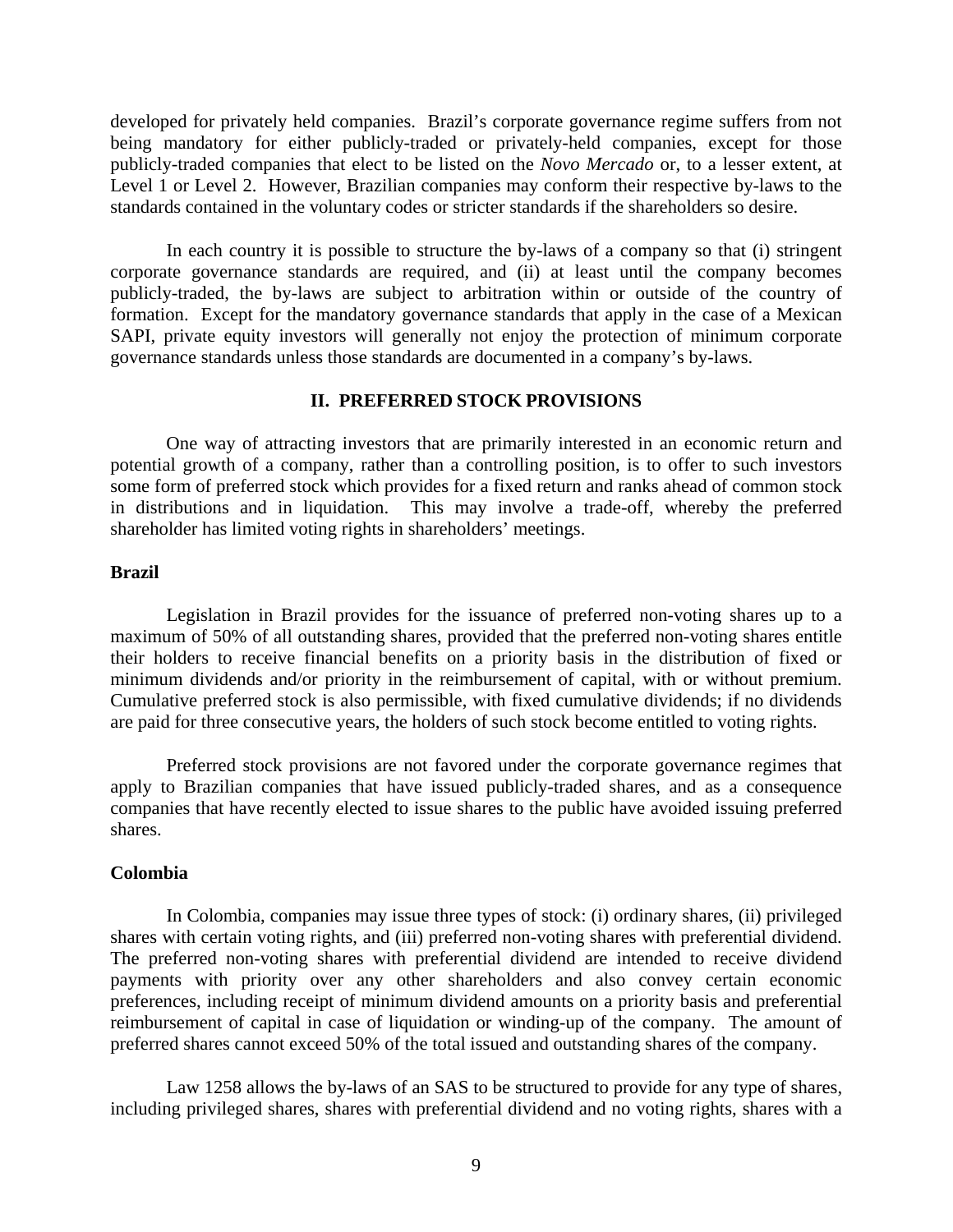developed for privately held companies. Brazil's corporate governance regime suffers from not being mandatory for either publicly-traded or privately-held companies, except for those publicly-traded companies that elect to be listed on the *Novo Mercado* or, to a lesser extent, at Level 1 or Level 2. However, Brazilian companies may conform their respective by-laws to the standards contained in the voluntary codes or stricter standards if the shareholders so desire.

In each country it is possible to structure the by-laws of a company so that (i) stringent corporate governance standards are required, and (ii) at least until the company becomes publicly-traded, the by-laws are subject to arbitration within or outside of the country of formation. Except for the mandatory governance standards that apply in the case of a Mexican SAPI, private equity investors will generally not enjoy the protection of minimum corporate governance standards unless those standards are documented in a company's by-laws.

## II. PREFERRED STOCK PROVISIONS

One way of attracting investors that are primarily interested in an economic return and potential growth of a company, rather than a controlling position, is to offer to such investors some form of preferred stock which provides for a fixed return and ranks ahead of common stock in distributions and in liquidation. This may involve a trade-off, whereby the preferred shareholder has limited voting rights in shareholders' meetings.

### Brazil

Legislation in Brazil provides for the issuance of preferred non-voting shares up to a maximum of 50% of all outstanding shares, provided that the preferred non-voting shares entitle their holders to receive financial benefits on a priority basis in the distribution of fixed or minimum dividends and/or priority in the reimbursement of capital, with or without premium. Cumulative preferred stock is also permissible, with fixed cumulative dividends; if no dividends are paid for three consecutive years, the holders of such stock become entitled to voting rights.

Preferred stock provisions are not favored under the corporate governance regimes that apply to Brazilian companies that have issued publicly-traded shares, and as a consequence companies that have recently elected to issue shares to the public have avoided issuing preferred shares.

### Colombia

In Colombia, companies may issue three types of stock: (i) ordinary shares, (ii) privileged shares with certain voting rights, and (iii) preferred non-voting shares with preferential dividend. The preferred non-voting shares with preferential dividend are intended to receive dividend payments with priority over any other shareholders and also convey certain economic preferences, including receipt of minimum dividend amounts on a priority basis and preferential reimbursement of capital in case of liquidation or winding-up of the company. The amount of preferred shares cannot exceed 50% of the total issued and outstanding shares of the company.

Law 1258 allows the by-laws of an SAS to be structured to provide for any type of shares, including privileged shares, shares with preferential dividend and no voting rights, shares with a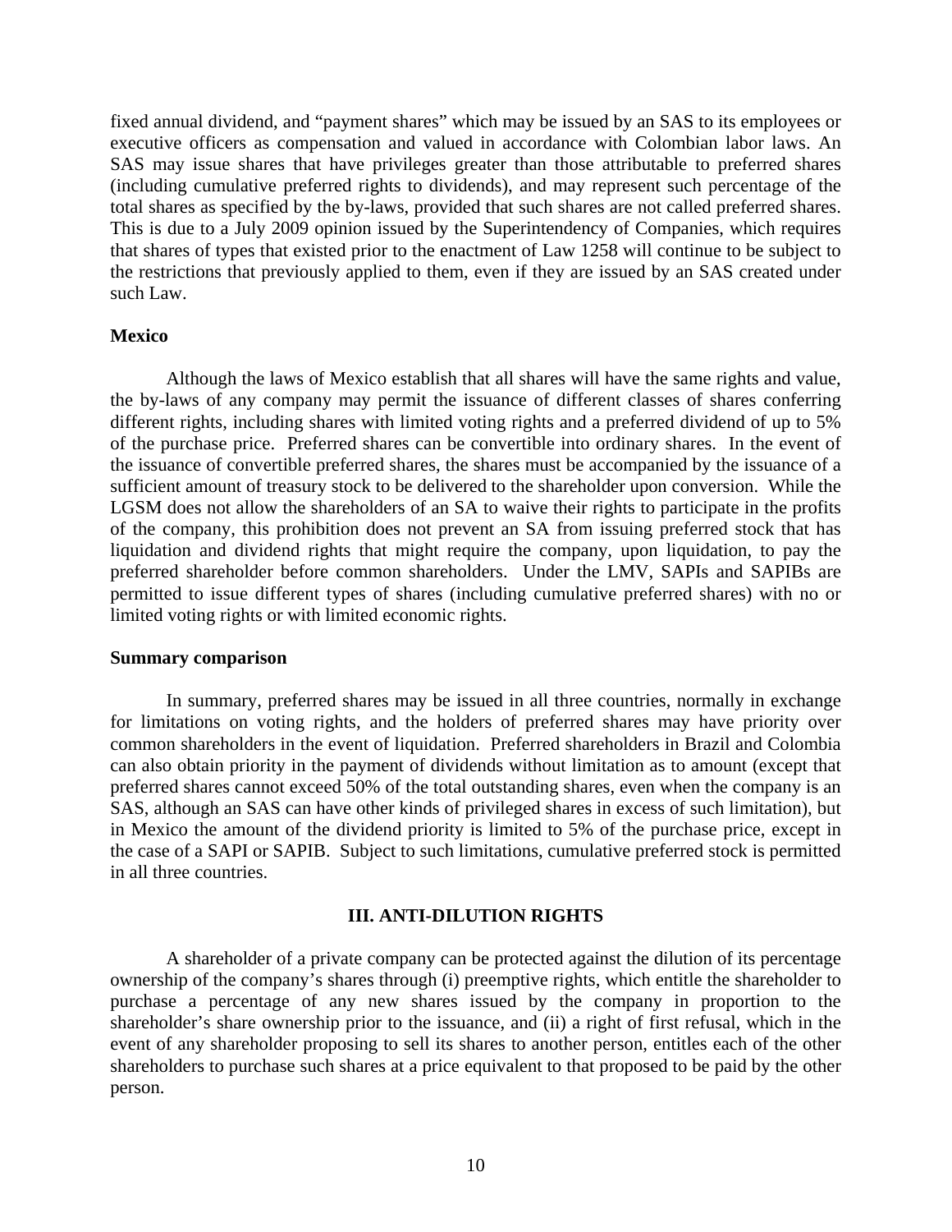fixed annual dividend, and "payment shares" which may be issued by an SAS to its employees or executive officers as compensation and valued in accordance with Colombian labor laws. An SAS may issue shares that have privileges greater than those attributable to preferred shares (including cumulative preferred rights to dividends), and may represent such percentage of the total shares as specified by the by-laws, provided that such shares are not called preferred shares. This is due to a July 2009 opinion issued by the Superintendency of Companies, which requires that shares of types that existed prior to the enactment of Law 1258 will continue to be subject to the restrictions that previously applied to them, even if they are issued by an SAS created under such Law.

**Mexico**

Although the laws of Mexico establish that all shares will have the same rights and value, the by-laws of any company may permit the issuance of different classes of shares conferring different rights, including shares with limited voting rights and a preferred dividend of up to 5% of the purchase price. Preferred shares can be convertible into ordinary shares. In the event of the issuance of convertible preferred shares, the shares must be accompanied by the issuance of a sufficient amount of treasury stock to be delivered to the shareholder upon conversion. While the LGSM does not allow the shareholders of an SA to waive their rights to participate in the profits of the company, this prohibition does not prevent an SA from issuing preferred stock that has liquidation and dividend rights that might require the company, upon liquidation, to pay the preferred shareholder before common shareholders. Under the LMV, SAPIs and SAPIBs are permitted to issue different types of shares (including cumulative preferred shares) with no or limited voting rights or with limited economic rights.

**Summary comparison**

In summary, preferred shares may be issued in all three countries, normally in exchange for limitations on voting rights, and the holders of preferred shares may have priority over common shareholders in the event of liquidation. Preferred shareholders in Brazil and Colombia can also obtain priority in the payment of dividends without limitation as to amount (except that preferred shares cannot exceed 50% of the total outstanding shares, even when the company is an SAS, although an SAS can have other kinds of privileged shares in excess of such limitation), but in Mexico the amount of the dividend priority is limited to 5% of the purchase price, except in the case of a SAPI or SAPIB. Subject to such limitations, cumulative preferred stock is permitted in all three countries.

## III. ANTI-DILUTION RIGHTS

A shareholder of a private company can be protected against the dilution of its percentage ownership of the company's shares through (i) preemptive rights, which entitle the shareholder to purchase a percentage of any new shares issued by the company in proportion to the shareholder's share ownership prior to the issuance, and (ii) a right of first refusal, which in the event of any shareholder proposing to sell its shares to another person, entitles each of the other shareholders to purchase such shares at a price equivalent to that proposed to be paid by the other person.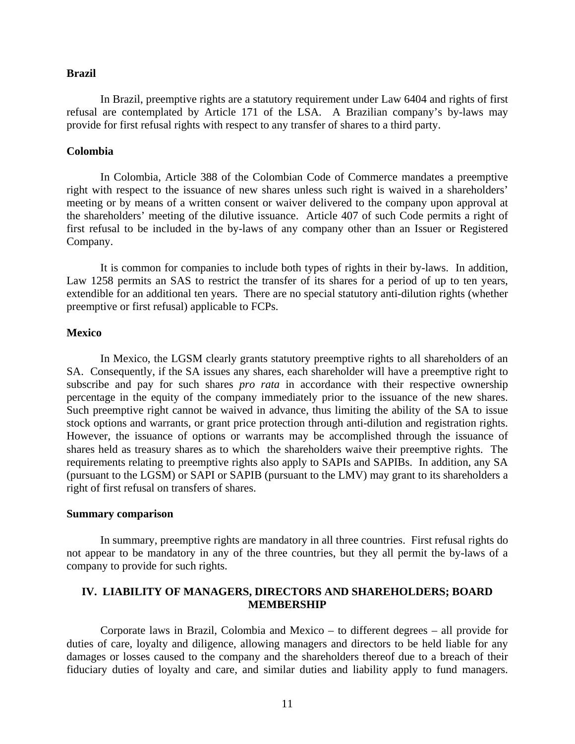**Brazil**

In Brazil, preemptive rights are a statutory requirement under Law 6404 and rights of first refusal are contemplated by Article 171 of the LSA. A Brazilian company's by-laws may provide for first refusal rights with respect to any transfer of shares to a third party.

**Colombia**

In Colombia, Article 388 of the Colombian Code of Commerce mandates a preemptive right with respect to the issuance of new shares unless such right is waived in a shareholders' meeting or by means of a written consent or waiver delivered to the company upon approval at the shareholders' meeting of the dilutive issuance. Article 407 of such Code permits a right of first refusal to be included in the by-laws of any company other than an Issuer or Registered Company.

It is common for companies to include both types of rights in their by-laws. In addition, Law 1258 permits an SAS to restrict the transfer of its shares for a period of up to ten years, extendible for an additional ten years. There are no special statutory anti-dilution rights (whether preemptive or first refusal) applicable to FCPs.

**Mexico**

In Mexico, the LGSM clearly grants statutory preemptive rights to all shareholders of an SA. Consequently, if the SA issues any shares, each shareholder will have a preemptive right to subscribe and pay for such shares *pro rata* in accordance with their respective ownership percentage in the equity of the company immediately prior to the issuance of the new shares. Such preemptive right cannot be waived in advance, thus limiting the ability of the SA to issue stock options and warrants, or grant price protection through anti-dilution and registration rights. However, the issuance of options or warrants may be accomplished through the issuance of shares held as treasury shares as to which the shareholders waive their preemptive rights. The requirements relating to preemptive rights also apply to SAPIs and SAPIBs. In addition, any SA (pursuant to the LGSM) or SAPI or SAPIB (pursuant to the LMV) may grant to its shareholders a right of first refusal on transfers of shares.

**Summary comparison**

In summary, preemptive rights are mandatory in all three countries. First refusal rights do not appear to be mandatory in any of the three countries, but they all permit the by-laws of a company to provide for such rights.

## IV. LIABILITY OF MANAGERS, DIRECTORS AND SHAREHOLDERS; BOARD MEMBERSHIP

Corporate laws in Brazil, Colombia and Mexico – to different degrees – all provide for duties of care, loyalty and diligence, allowing managers and directors to be held liable for any damages or losses caused to the company and the shareholders thereof due to a breach of their fiduciary duties of loyalty and care, and similar duties and liability apply to fund managers.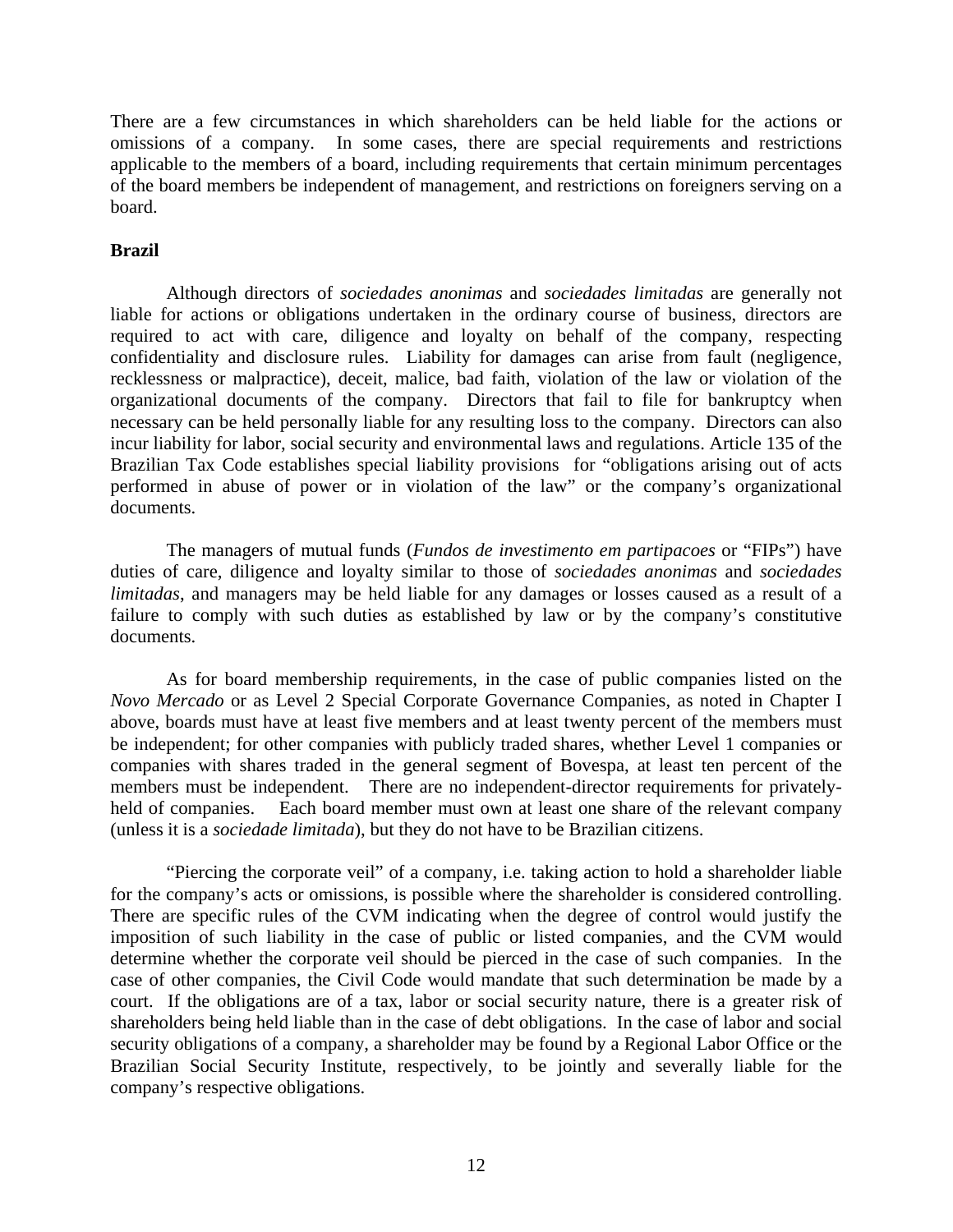There are a few circumstances in which shareholders can be held liable for the actions or omissions of a company. In some cases, there are special requirements and restrictions applicable to the members of a board, including requirements that certain minimum percentages of the board members be independent of management, and restrictions on foreigners serving on a board.

**Brazil**

Although directors of *sociedades anonimas* and *sociedades limitadas* are generally not liable for actions or obligations undertaken in the ordinary course of business, directors are required to act with care, diligence and loyalty on behalf of the company, respecting confidentiality and disclosure rules. Liability for damages can arise from fault (negligence, recklessness or malpractice), deceit, malice, bad faith, violation of the law or violation of the organizational documents of the company. Directors that fail to file for bankruptcy when necessary can be held personally liable for any resulting loss to the company. Directors can also incur liability for labor, social security and environmental laws and regulations. Article 135 of the Brazilian Tax Code establishes special liability provisions for "obligations arising out of acts performed in abuse of power or in violation of the law" or the company's organizational documents.

The managers of mutual funds (*Fundos de investimento em partipacoes* or "FIPs") have duties of care, diligence and loyalty similar to those of *sociedades anonimas* and *sociedades limitadas*, and managers may be held liable for any damages or losses caused as a result of a failure to comply with such duties as established by law or by the company's constitutive documents.

As for board membership requirements, in the case of public companies listed on the *Novo Mercado* or as Level 2 Special Corporate Governance Companies, as noted in Chapter I above, boards must have at least five members and at least twenty percent of the members must be independent; for other companies with publicly traded shares, whether Level 1 companies or companies with shares traded in the general segment of Bovespa, at least ten percent of the members must be independent. There are no independent-director requirements for privately-held of companies. Each board member must own at least one share of the relevant company (unless it is a *sociedade limitada*), but they do not have to be Brazilian citizens.

"Piercing the corporate veil" of a company, i.e. taking action to hold a shareholder liable for the company's acts or omissions, is possible where the shareholder is considered controlling. There are specific rules of the CVM indicating when the degree of control would justify the imposition of such liability in the case of public or listed companies, and the CVM would determine whether the corporate veil should be pierced in the case of such companies. In the case of other companies, the Civil Code would mandate that such determination be made by a court. If the obligations are of a tax, labor or social security nature, there is a greater risk of shareholders being held liable than in the case of debt obligations. In the case of labor and social security obligations of a company, a shareholder may be found by a Regional Labor Office or the Brazilian Social Security Institute, respectively, to be jointly and severally liable for the company's respective obligations.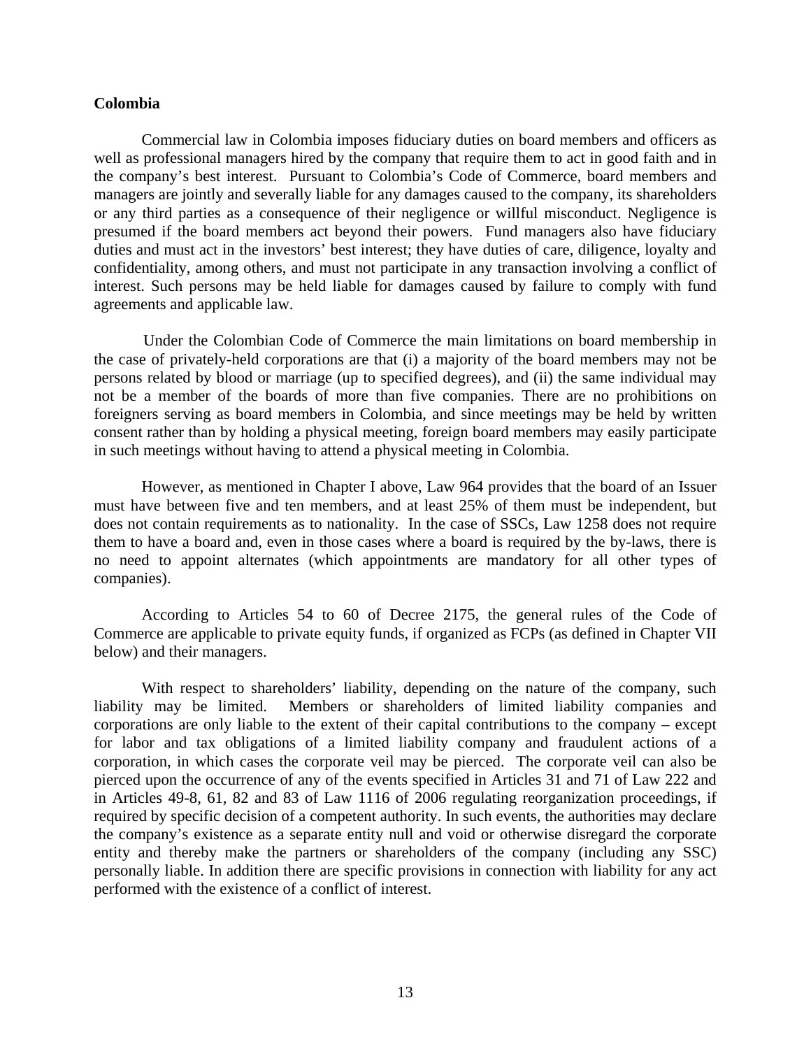## Colombia

Commercial law in Colombia imposes fiduciary duties on board members and officers as well as professional managers hired by the company that require them to act in good faith and in the company's best interest. Pursuant to Colombia's Code of Commerce, board members and managers are jointly and severally liable for any damages caused to the company, its shareholders or any third parties as a consequence of their negligence or willful misconduct. Negligence is presumed if the board members act beyond their powers. Fund managers also have fiduciary duties and must act in the investors' best interest; they have duties of care, diligence, loyalty and confidentiality, among others, and must not participate in any transaction involving a conflict of interest. Such persons may be held liable for damages caused by failure to comply with fund agreements and applicable law.

Under the Colombian Code of Commerce the main limitations on board membership in the case of privately-held corporations are that (i) a majority of the board members may not be persons related by blood or marriage (up to specified degrees), and (ii) the same individual may not be a member of the boards of more than five companies. There are no prohibitions on foreigners serving as board members in Colombia, and since meetings may be held by written consent rather than by holding a physical meeting, foreign board members may easily participate in such meetings without having to attend a physical meeting in Colombia.

However, as mentioned in Chapter I above, Law 964 provides that the board of an Issuer must have between five and ten members, and at least 25% of them must be independent, but does not contain requirements as to nationality. In the case of SSCs, Law 1258 does not require them to have a board and, even in those cases where a board is required by the by-laws, there is no need to appoint alternates (which appointments are mandatory for all other types of companies).

According to Articles 54 to 60 of Decree 2175, the general rules of the Code of Commerce are applicable to private equity funds, if organized as FCPs (as defined in Chapter VII below) and their managers.

With respect to shareholders' liability, depending on the nature of the company, such liability may be limited. Members or shareholders of limited liability companies and corporations are only liable to the extent of their capital contributions to the company – except for labor and tax obligations of a limited liability company and fraudulent actions of a corporation, in which cases the corporate veil may be pierced. The corporate veil can also be pierced upon the occurrence of any of the events specified in Articles 31 and 71 of Law 222 and in Articles 49-8, 61, 82 and 83 of Law 1116 of 2006 regulating reorganization proceedings, if required by specific decision of a competent authority. In such events, the authorities may declare the company's existence as a separate entity null and void or otherwise disregard the corporate entity and thereby make the partners or shareholders of the company (including any SSC) personally liable. In addition there are specific provisions in connection with liability for any act performed with the existence of a conflict of interest.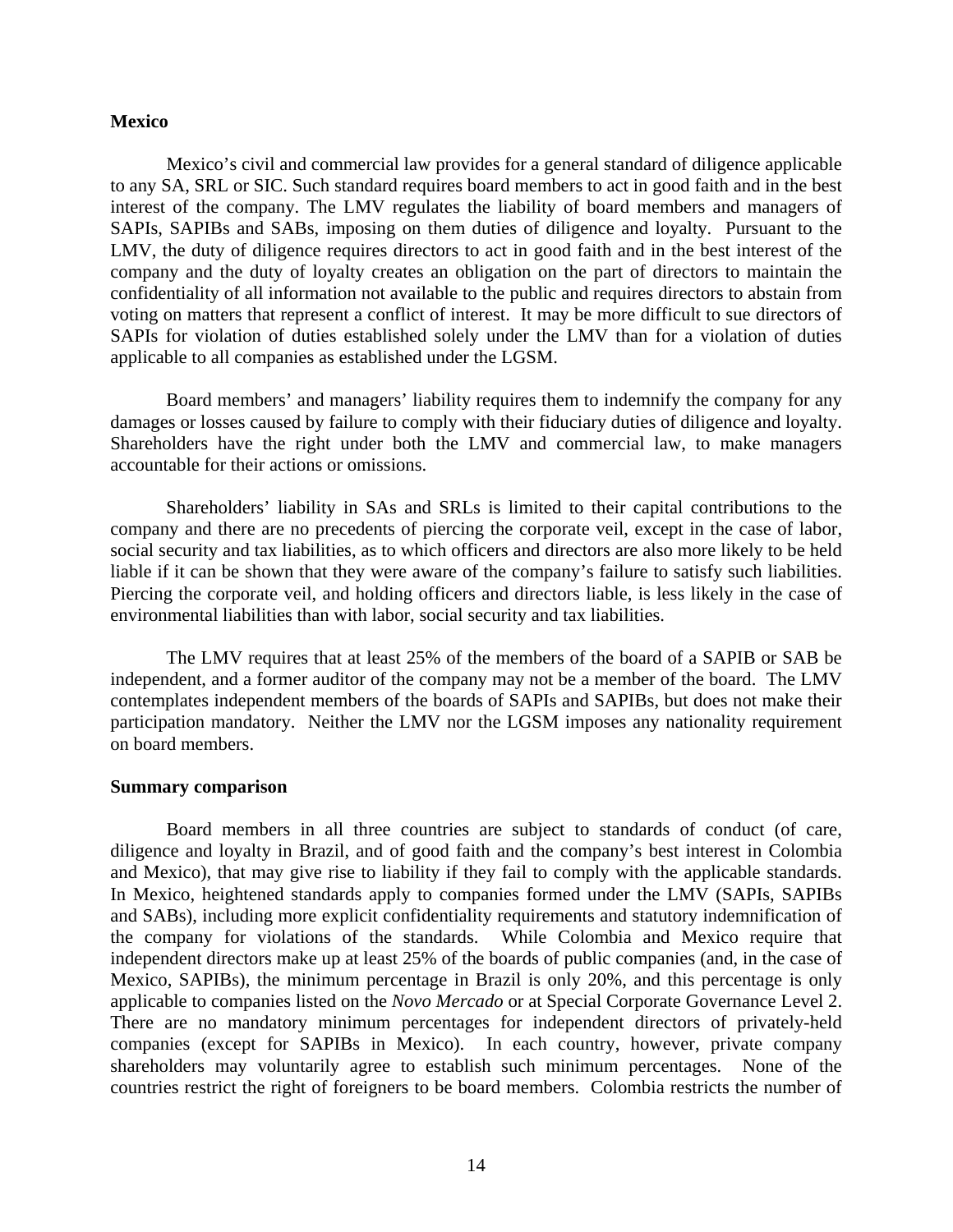**Mexico**

Mexico's civil and commercial law provides for a general standard of diligence applicable to any SA, SRL or SIC. Such standard requires board members to act in good faith and in the best interest of the company. The LMV regulates the liability of board members and managers of SAPIs, SAPIBs and SABs, imposing on them duties of diligence and loyalty. Pursuant to the LMV, the duty of diligence requires directors to act in good faith and in the best interest of the company and the duty of loyalty creates an obligation on the part of directors to maintain the confidentiality of all information not available to the public and requires directors to abstain from voting on matters that represent a conflict of interest. It may be more difficult to sue directors of SAPIs for violation of duties established solely under the LMV than for a violation of duties applicable to all companies as established under the LGSM.

Board members' and managers' liability requires them to indemnify the company for any damages or losses caused by failure to comply with their fiduciary duties of diligence and loyalty. Shareholders have the right under both the LMV and commercial law, to make managers accountable for their actions or omissions.

Shareholders' liability in SAs and SRLs is limited to their capital contributions to the company and there are no precedents of piercing the corporate veil, except in the case of labor, social security and tax liabilities, as to which officers and directors are also more likely to be held liable if it can be shown that they were aware of the company's failure to satisfy such liabilities. Piercing the corporate veil, and holding officers and directors liable, is less likely in the case of environmental liabilities than with labor, social security and tax liabilities.

The LMV requires that at least 25% of the members of the board of a SAPIB or SAB be independent, and a former auditor of the company may not be a member of the board. The LMV contemplates independent members of the boards of SAPIs and SAPIBs, but does not make their participation mandatory. Neither the LMV nor the LGSM imposes any nationality requirement on board members.

**Summary comparison**

Board members in all three countries are subject to standards of conduct (of care, diligence and loyalty in Brazil, and of good faith and the company's best interest in Colombia and Mexico), that may give rise to liability if they fail to comply with the applicable standards. In Mexico, heightened standards apply to companies formed under the LMV (SAPIs, SAPIBs and SABs), including more explicit confidentiality requirements and statutory indemnification of the company for violations of the standards. While Colombia and Mexico require that independent directors make up at least 25% of the boards of public companies (and, in the case of Mexico, SAPIBs), the minimum percentage in Brazil is only 20%, and this percentage is only applicable to companies listed on the *Novo Mercado* or at Special Corporate Governance Level 2. There are no mandatory minimum percentages for independent directors of privately-held companies (except for SAPIBs in Mexico). In each country, however, private company shareholders may voluntarily agree to establish such minimum percentages. None of the countries restrict the right of foreigners to be board members. Colombia restricts the number of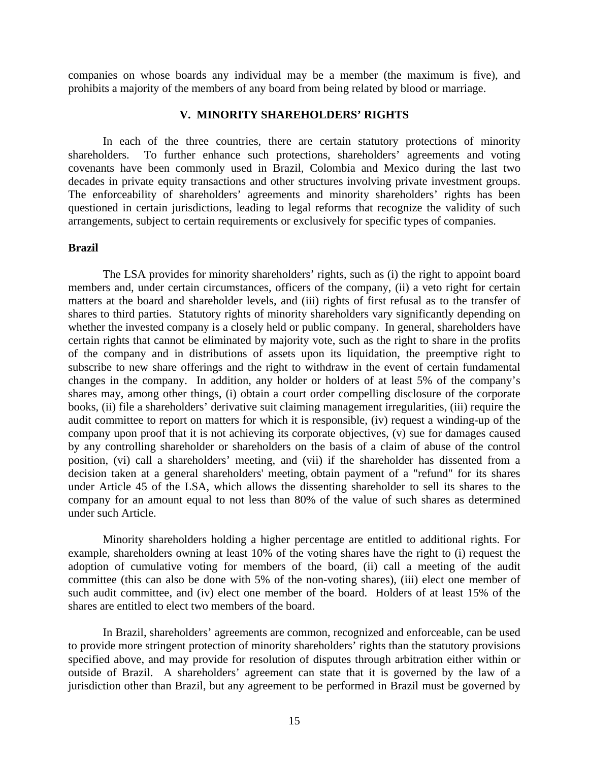companies on whose boards any individual may be a member (the maximum is five), and prohibits a majority of the members of any board from being related by blood or marriage.

## V. MINORITY SHAREHOLDERS' RIGHTS

In each of the three countries, there are certain statutory protections of minority shareholders. To further enhance such protections, shareholders' agreements and voting covenants have been commonly used in Brazil, Colombia and Mexico during the last two decades in private equity transactions and other structures involving private investment groups. The enforceability of shareholders' agreements and minority shareholders' rights has been questioned in certain jurisdictions, leading to legal reforms that recognize the validity of such arrangements, subject to certain requirements or exclusively for specific types of companies.

### Brazil

The LSA provides for minority shareholders' rights, such as (i) the right to appoint board members and, under certain circumstances, officers of the company, (ii) a veto right for certain matters at the board and shareholder levels, and (iii) rights of first refusal as to the transfer of shares to third parties. Statutory rights of minority shareholders vary significantly depending on whether the invested company is a closely held or public company. In general, shareholders have certain rights that cannot be eliminated by majority vote, such as the right to share in the profits of the company and in distributions of assets upon its liquidation, the preemptive right to subscribe to new share offerings and the right to withdraw in the event of certain fundamental changes in the company. In addition, any holder or holders of at least 5% of the company's shares may, among other things, (i) obtain a court order compelling disclosure of the corporate books, (ii) file a shareholders' derivative suit claiming management irregularities, (iii) require the audit committee to report on matters for which it is responsible, (iv) request a winding-up of the company upon proof that it is not achieving its corporate objectives, (v) sue for damages caused by any controlling shareholder or shareholders on the basis of a claim of abuse of the control position, (vi) call a shareholders' meeting, and (vii) if the shareholder has dissented from a decision taken at a general shareholders' meeting, obtain payment of a "refund" for its shares under Article 45 of the LSA, which allows the dissenting shareholder to sell its shares to the company for an amount equal to not less than 80% of the value of such shares as determined under such Article.

Minority shareholders holding a higher percentage are entitled to additional rights. For example, shareholders owning at least 10% of the voting shares have the right to (i) request the adoption of cumulative voting for members of the board, (ii) call a meeting of the audit committee (this can also be done with 5% of the non-voting shares), (iii) elect one member of such audit committee, and (iv) elect one member of the board. Holders of at least 15% of the shares are entitled to elect two members of the board.

In Brazil, shareholders' agreements are common, recognized and enforceable, can be used to provide more stringent protection of minority shareholders' rights than the statutory provisions specified above, and may provide for resolution of disputes through arbitration either within or outside of Brazil. A shareholders' agreement can state that it is governed by the law of a jurisdiction other than Brazil, but any agreement to be performed in Brazil must be governed by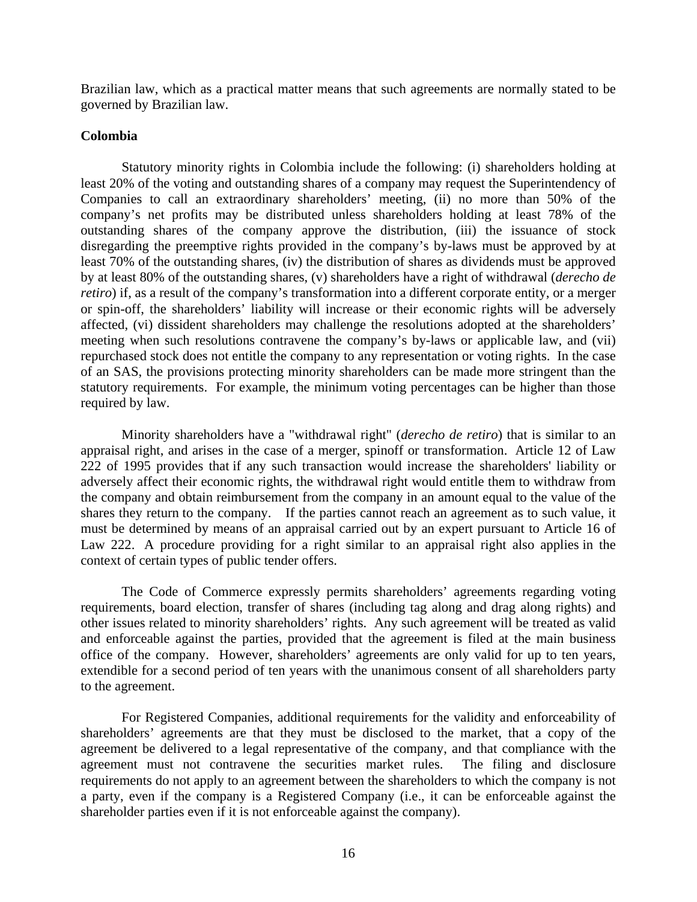Brazilian law, which as a practical matter means that such agreements are normally stated to be governed by Brazilian law.

**Colombia**

Statutory minority rights in Colombia include the following: (i) shareholders holding at least 20% of the voting and outstanding shares of a company may request the Superintendency of Companies to call an extraordinary shareholders' meeting, (ii) no more than 50% of the company's net profits may be distributed unless shareholders holding at least 78% of the outstanding shares of the company approve the distribution, (iii) the issuance of stock disregarding the preemptive rights provided in the company's by-laws must be approved by at least 70% of the outstanding shares, (iv) the distribution of shares as dividends must be approved by at least 80% of the outstanding shares, (v) shareholders have a right of withdrawal (*derecho de retiro*) if, as a result of the company's transformation into a different corporate entity, or a merger or spin-off, the shareholders' liability will increase or their economic rights will be adversely affected, (vi) dissident shareholders may challenge the resolutions adopted at the shareholders' meeting when such resolutions contravene the company's by-laws or applicable law, and (vii) repurchased stock does not entitle the company to any representation or voting rights. In the case of an SAS, the provisions protecting minority shareholders can be made more stringent than the statutory requirements. For example, the minimum voting percentages can be higher than those required by law.

Minority shareholders have a "withdrawal right" (*derecho de retiro*) that is similar to an appraisal right, and arises in the case of a merger, spinoff or transformation. Article 12 of Law 222 of 1995 provides that if any such transaction would increase the shareholders' liability or adversely affect their economic rights, the withdrawal right would entitle them to withdraw from the company and obtain reimbursement from the company in an amount equal to the value of the shares they return to the company. If the parties cannot reach an agreement as to such value, it must be determined by means of an appraisal carried out by an expert pursuant to Article 16 of Law 222. A procedure providing for a right similar to an appraisal right also applies in the context of certain types of public tender offers.

The Code of Commerce expressly permits shareholders' agreements regarding voting requirements, board election, transfer of shares (including tag along and drag along rights) and other issues related to minority shareholders' rights. Any such agreement will be treated as valid and enforceable against the parties, provided that the agreement is filed at the main business office of the company. However, shareholders' agreements are only valid for up to ten years, extendible for a second period of ten years with the unanimous consent of all shareholders party to the agreement.

For Registered Companies, additional requirements for the validity and enforceability of shareholders' agreements are that they must be disclosed to the market, that a copy of the agreement be delivered to a legal representative of the company, and that compliance with the agreement must not contravene the securities market rules. The filing and disclosure requirements do not apply to an agreement between the shareholders to which the company is not a party, even if the company is a Registered Company (i.e., it can be enforceable against the shareholder parties even if it is not enforceable against the company).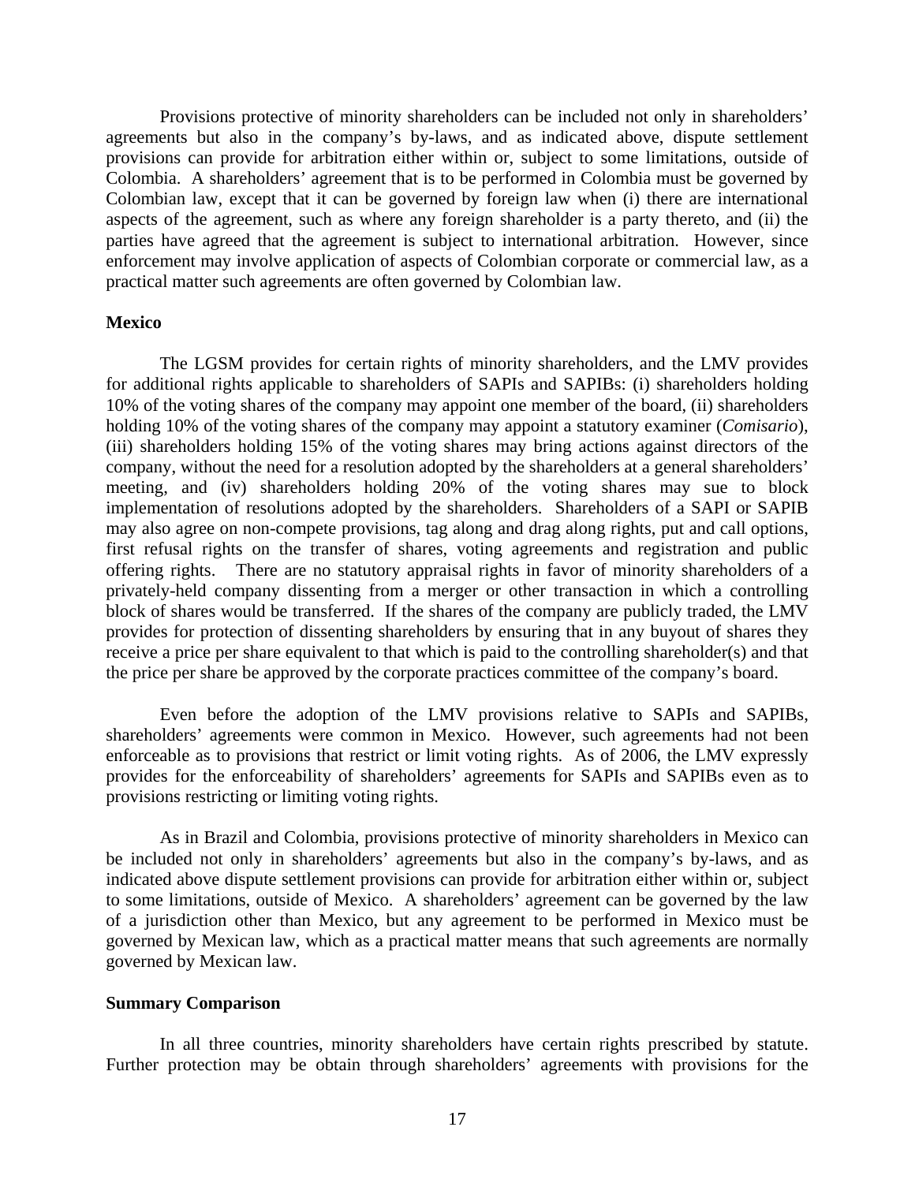Provisions protective of minority shareholders can be included not only in shareholders' agreements but also in the company's by-laws, and as indicated above, dispute settlement provisions can provide for arbitration either within or, subject to some limitations, outside of Colombia. A shareholders' agreement that is to be performed in Colombia must be governed by Colombian law, except that it can be governed by foreign law when (i) there are international aspects of the agreement, such as where any foreign shareholder is a party thereto, and (ii) the parties have agreed that the agreement is subject to international arbitration. However, since enforcement may involve application of aspects of Colombian corporate or commercial law, as a practical matter such agreements are often governed by Colombian law.

**Mexico**

The LGSM provides for certain rights of minority shareholders, and the LMV provides for additional rights applicable to shareholders of SAPIs and SAPIBs: (i) shareholders holding 10% of the voting shares of the company may appoint one member of the board, (ii) shareholders holding 10% of the voting shares of the company may appoint a statutory examiner (*Comisario*), (iii) shareholders holding 15% of the voting shares may bring actions against directors of the company, without the need for a resolution adopted by the shareholders at a general shareholders' meeting, and (iv) shareholders holding 20% of the voting shares may sue to block implementation of resolutions adopted by the shareholders. Shareholders of a SAPI or SAPIB may also agree on non-compete provisions, tag along and drag along rights, put and call options, first refusal rights on the transfer of shares, voting agreements and registration and public offering rights. There are no statutory appraisal rights in favor of minority shareholders of a privately-held company dissenting from a merger or other transaction in which a controlling block of shares would be transferred. If the shares of the company are publicly traded, the LMV provides for protection of dissenting shareholders by ensuring that in any buyout of shares they receive a price per share equivalent to that which is paid to the controlling shareholder(s) and that the price per share be approved by the corporate practices committee of the company's board.

Even before the adoption of the LMV provisions relative to SAPIs and SAPIBs, shareholders' agreements were common in Mexico. However, such agreements had not been enforceable as to provisions that restrict or limit voting rights. As of 2006, the LMV expressly provides for the enforceability of shareholders' agreements for SAPIs and SAPIBs even as to provisions restricting or limiting voting rights.

As in Brazil and Colombia, provisions protective of minority shareholders in Mexico can be included not only in shareholders' agreements but also in the company's by-laws, and as indicated above dispute settlement provisions can provide for arbitration either within or, subject to some limitations, outside of Mexico. A shareholders' agreement can be governed by the law of a jurisdiction other than Mexico, but any agreement to be performed in Mexico must be governed by Mexican law, which as a practical matter means that such agreements are normally governed by Mexican law.

**Summary Comparison**

In all three countries, minority shareholders have certain rights prescribed by statute. Further protection may be obtain through shareholders' agreements with provisions for the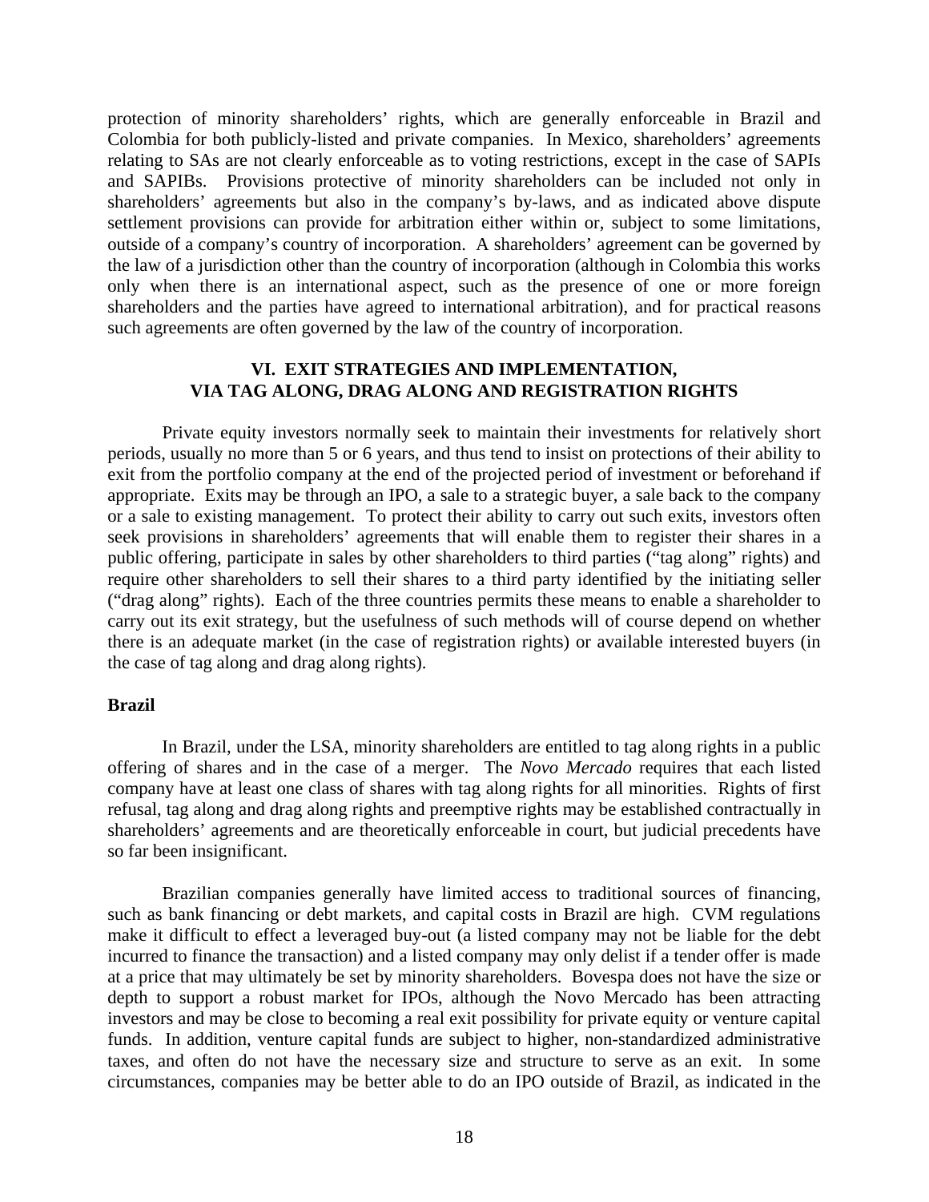protection of minority shareholders' rights, which are generally enforceable in Brazil and Colombia for both publicly-listed and private companies. In Mexico, shareholders' agreements relating to SAs are not clearly enforceable as to voting restrictions, except in the case of SAPIs and SAPIBs. Provisions protective of minority shareholders can be included not only in shareholders' agreements but also in the company's by-laws, and as indicated above dispute settlement provisions can provide for arbitration either within or, subject to some limitations, outside of a company's country of incorporation. A shareholders' agreement can be governed by the law of a jurisdiction other than the country of incorporation (although in Colombia this works only when there is an international aspect, such as the presence of one or more foreign shareholders and the parties have agreed to international arbitration), and for practical reasons such agreements are often governed by the law of the country of incorporation.

## VI. EXIT STRATEGIES AND IMPLEMENTATION, VIA TAG ALONG, DRAG ALONG AND REGISTRATION RIGHTS

Private equity investors normally seek to maintain their investments for relatively short periods, usually no more than 5 or 6 years, and thus tend to insist on protections of their ability to exit from the portfolio company at the end of the projected period of investment or beforehand if appropriate. Exits may be through an IPO, a sale to a strategic buyer, a sale back to the company or a sale to existing management. To protect their ability to carry out such exits, investors often seek provisions in shareholders' agreements that will enable them to register their shares in a public offering, participate in sales by other shareholders to third parties ("tag along" rights) and require other shareholders to sell their shares to a third party identified by the initiating seller ("drag along" rights). Each of the three countries permits these means to enable a shareholder to carry out its exit strategy, but the usefulness of such methods will of course depend on whether there is an adequate market (in the case of registration rights) or available interested buyers (in the case of tag along and drag along rights).

### Brazil

In Brazil, under the LSA, minority shareholders are entitled to tag along rights in a public offering of shares and in the case of a merger. The *Novo Mercado* requires that each listed company have at least one class of shares with tag along rights for all minorities. Rights of first refusal, tag along and drag along rights and preemptive rights may be established contractually in shareholders' agreements and are theoretically enforceable in court, but judicial precedents have so far been insignificant.

Brazilian companies generally have limited access to traditional sources of financing, such as bank financing or debt markets, and capital costs in Brazil are high. CVM regulations make it difficult to effect a leveraged buy-out (a listed company may not be liable for the debt incurred to finance the transaction) and a listed company may only delist if a tender offer is made at a price that may ultimately be set by minority shareholders. Bovespa does not have the size or depth to support a robust market for IPOs, although the Novo Mercado has been attracting investors and may be close to becoming a real exit possibility for private equity or venture capital funds. In addition, venture capital funds are subject to higher, non-standardized administrative taxes, and often do not have the necessary size and structure to serve as an exit. In some circumstances, companies may be better able to do an IPO outside of Brazil, as indicated in the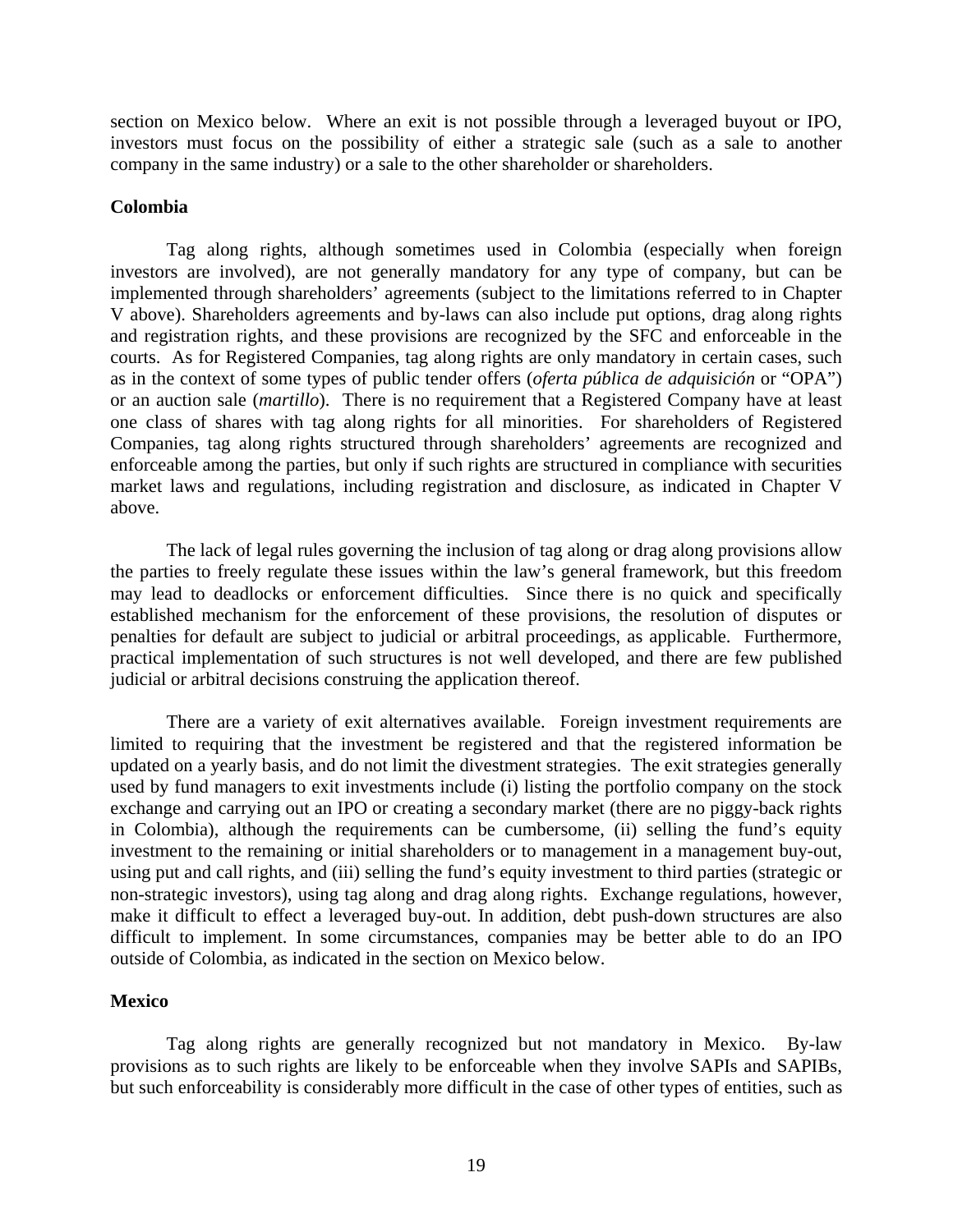section on Mexico below. Where an exit is not possible through a leveraged buyout or IPO, investors must focus on the possibility of either a strategic sale (such as a sale to another company in the same industry) or a sale to the other shareholder or shareholders.

**Colombia**

Tag along rights, although sometimes used in Colombia (especially when foreign investors are involved), are not generally mandatory for any type of company, but can be implemented through shareholders' agreements (subject to the limitations referred to in Chapter V above). Shareholders agreements and by-laws can also include put options, drag along rights and registration rights, and these provisions are recognized by the SFC and enforceable in the courts. As for Registered Companies, tag along rights are only mandatory in certain cases, such as in the context of some types of public tender offers (*oferta pública de adquisición* or "OPA") or an auction sale (*martillo*). There is no requirement that a Registered Company have at least one class of shares with tag along rights for all minorities. For shareholders of Registered Companies, tag along rights structured through shareholders' agreements are recognized and enforceable among the parties, but only if such rights are structured in compliance with securities market laws and regulations, including registration and disclosure, as indicated in Chapter V above.

The lack of legal rules governing the inclusion of tag along or drag along provisions allow the parties to freely regulate these issues within the law's general framework, but this freedom may lead to deadlocks or enforcement difficulties. Since there is no quick and specifically established mechanism for the enforcement of these provisions, the resolution of disputes or penalties for default are subject to judicial or arbitral proceedings, as applicable. Furthermore, practical implementation of such structures is not well developed, and there are few published judicial or arbitral decisions construing the application thereof.

There are a variety of exit alternatives available. Foreign investment requirements are limited to requiring that the investment be registered and that the registered information be updated on a yearly basis, and do not limit the divestment strategies. The exit strategies generally used by fund managers to exit investments include (i) listing the portfolio company on the stock exchange and carrying out an IPO or creating a secondary market (there are no piggy-back rights in Colombia), although the requirements can be cumbersome, (ii) selling the fund's equity investment to the remaining or initial shareholders or to management in a management buy-out, using put and call rights, and (iii) selling the fund's equity investment to third parties (strategic or non-strategic investors), using tag along and drag along rights. Exchange regulations, however, make it difficult to effect a leveraged buy-out. In addition, debt push-down structures are also difficult to implement. In some circumstances, companies may be better able to do an IPO outside of Colombia, as indicated in the section on Mexico below.

**Mexico**

Tag along rights are generally recognized but not mandatory in Mexico. By-law provisions as to such rights are likely to be enforceable when they involve SAPIs and SAPIBs, but such enforceability is considerably more difficult in the case of other types of entities, such as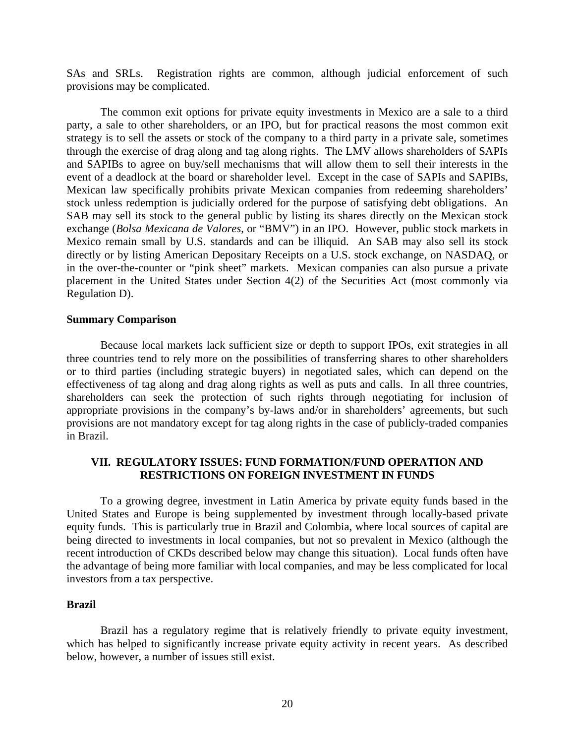SAs and SRLs. Registration rights are common, although judicial enforcement of such provisions may be complicated.

The common exit options for private equity investments in Mexico are a sale to a third party, a sale to other shareholders, or an IPO, but for practical reasons the most common exit strategy is to sell the assets or stock of the company to a third party in a private sale, sometimes through the exercise of drag along and tag along rights. The LMV allows shareholders of SAPIs and SAPIBs to agree on buy/sell mechanisms that will allow them to sell their interests in the event of a deadlock at the board or shareholder level. Except in the case of SAPIs and SAPIBs, Mexican law specifically prohibits private Mexican companies from redeeming shareholders' stock unless redemption is judicially ordered for the purpose of satisfying debt obligations. An SAB may sell its stock to the general public by listing its shares directly on the Mexican stock exchange (*Bolsa Mexicana de Valores*, or "BMV") in an IPO. However, public stock markets in Mexico remain small by U.S. standards and can be illiquid. An SAB may also sell its stock directly or by listing American Depositary Receipts on a U.S. stock exchange, on NASDAQ, or in the over-the-counter or "pink sheet" markets. Mexican companies can also pursue a private placement in the United States under Section 4(2) of the Securities Act (most commonly via Regulation D).

**Summary Comparison**

Because local markets lack sufficient size or depth to support IPOs, exit strategies in all three countries tend to rely more on the possibilities of transferring shares to other shareholders or to third parties (including strategic buyers) in negotiated sales, which can depend on the effectiveness of tag along and drag along rights as well as puts and calls. In all three countries, shareholders can seek the protection of such rights through negotiating for inclusion of appropriate provisions in the company's by-laws and/or in shareholders' agreements, but such provisions are not mandatory except for tag along rights in the case of publicly-traded companies in Brazil.

## VII. REGULATORY ISSUES: FUND FORMATION/FUND OPERATION AND RESTRICTIONS ON FOREIGN INVESTMENT IN FUNDS

To a growing degree, investment in Latin America by private equity funds based in the United States and Europe is being supplemented by investment through locally-based private equity funds. This is particularly true in Brazil and Colombia, where local sources of capital are being directed to investments in local companies, but not so prevalent in Mexico (although the recent introduction of CKDs described below may change this situation). Local funds often have the advantage of being more familiar with local companies, and may be less complicated for local investors from a tax perspective.

**Brazil**

Brazil has a regulatory regime that is relatively friendly to private equity investment, which has helped to significantly increase private equity activity in recent years. As described below, however, a number of issues still exist.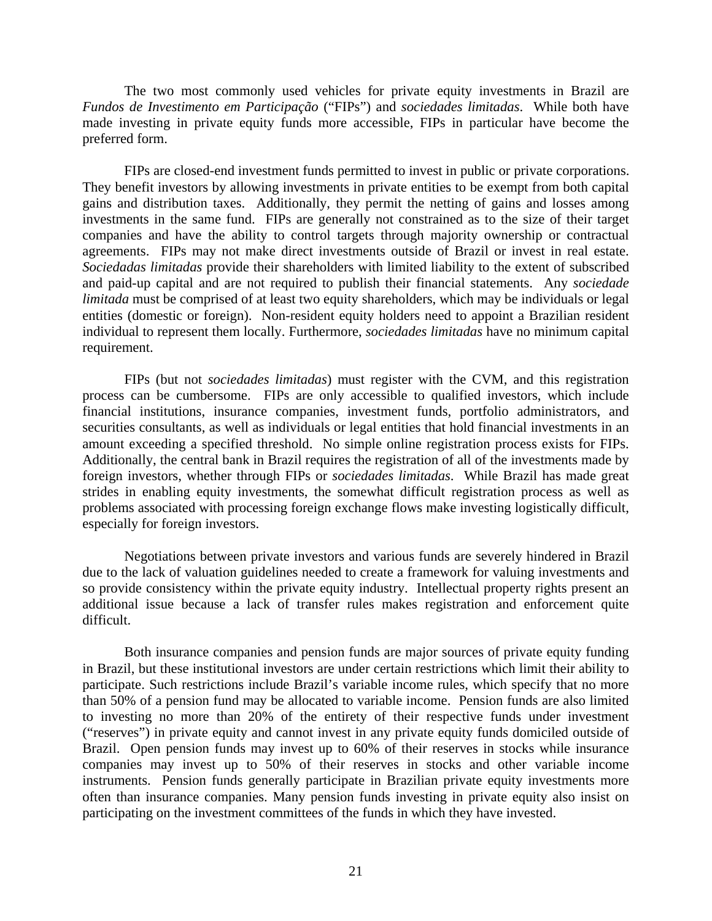The two most commonly used vehicles for private equity investments in Brazil are *Fundos de Investimento em Participação* ("FIPs") and *sociedades limitadas*. While both have made investing in private equity funds more accessible, FIPs in particular have become the preferred form.

FIPs are closed-end investment funds permitted to invest in public or private corporations. They benefit investors by allowing investments in private entities to be exempt from both capital gains and distribution taxes. Additionally, they permit the netting of gains and losses among investments in the same fund. FIPs are generally not constrained as to the size of their target companies and have the ability to control targets through majority ownership or contractual agreements. FIPs may not make direct investments outside of Brazil or invest in real estate. *Sociedadas limitadas* provide their shareholders with limited liability to the extent of subscribed and paid-up capital and are not required to publish their financial statements. Any *sociedade limitada* must be comprised of at least two equity shareholders, which may be individuals or legal entities (domestic or foreign). Non-resident equity holders need to appoint a Brazilian resident individual to represent them locally. Furthermore, *sociedades limitadas* have no minimum capital requirement.

FIPs (but not *sociedades limitadas*) must register with the CVM, and this registration process can be cumbersome. FIPs are only accessible to qualified investors, which include financial institutions, insurance companies, investment funds, portfolio administrators, and securities consultants, as well as individuals or legal entities that hold financial investments in an amount exceeding a specified threshold. No simple online registration process exists for FIPs. Additionally, the central bank in Brazil requires the registration of all of the investments made by foreign investors, whether through FIPs or *sociedades limitadas*. While Brazil has made great strides in enabling equity investments, the somewhat difficult registration process as well as problems associated with processing foreign exchange flows make investing logistically difficult, especially for foreign investors.

Negotiations between private investors and various funds are severely hindered in Brazil due to the lack of valuation guidelines needed to create a framework for valuing investments and so provide consistency within the private equity industry. Intellectual property rights present an additional issue because a lack of transfer rules makes registration and enforcement quite difficult.

Both insurance companies and pension funds are major sources of private equity funding in Brazil, but these institutional investors are under certain restrictions which limit their ability to participate. Such restrictions include Brazil's variable income rules, which specify that no more than 50% of a pension fund may be allocated to variable income. Pension funds are also limited to investing no more than 20% of the entirety of their respective funds under investment ("reserves") in private equity and cannot invest in any private equity funds domiciled outside of Brazil. Open pension funds may invest up to 60% of their reserves in stocks while insurance companies may invest up to 50% of their reserves in stocks and other variable income instruments. Pension funds generally participate in Brazilian private equity investments more often than insurance companies. Many pension funds investing in private equity also insist on participating on the investment committees of the funds in which they have invested.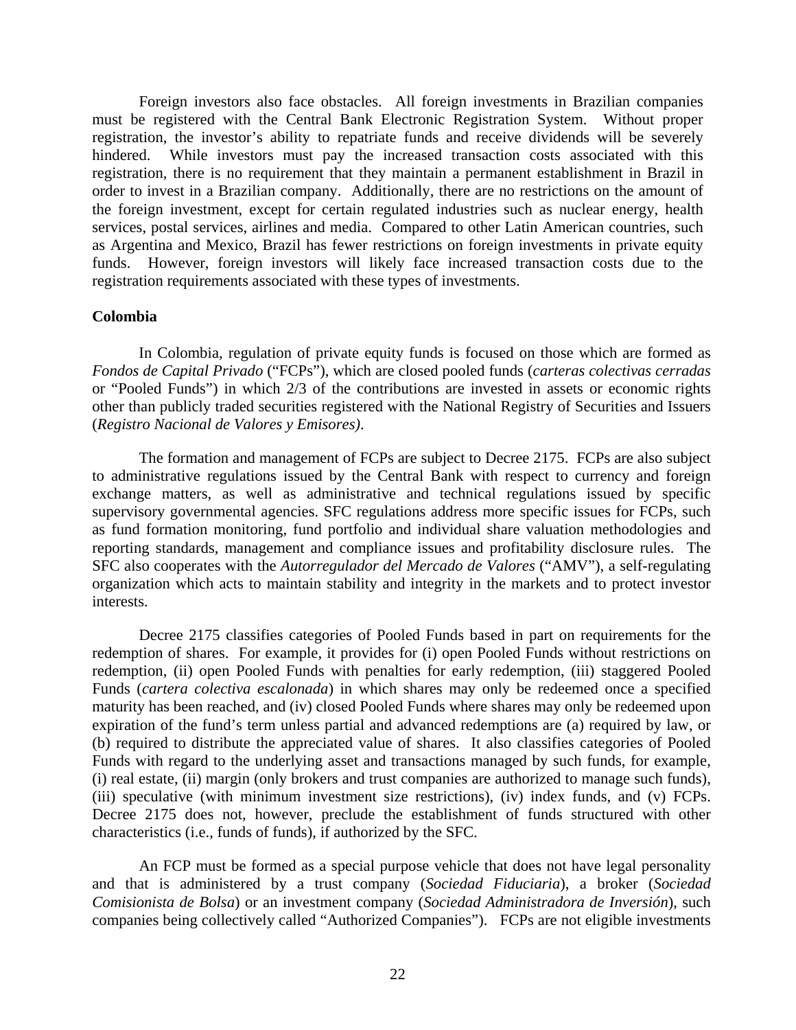Foreign investors also face obstacles. All foreign investments in Brazilian companies must be registered with the Central Bank Electronic Registration System. Without proper registration, the investor's ability to repatriate funds and receive dividends will be severely hindered. While investors must pay the increased transaction costs associated with this registration, there is no requirement that they maintain a permanent establishment in Brazil in order to invest in a Brazilian company. Additionally, there are no restrictions on the amount of the foreign investment, except for certain regulated industries such as nuclear energy, health services, postal services, airlines and media. Compared to other Latin American countries, such as Argentina and Mexico, Brazil has fewer restrictions on foreign investments in private equity funds. However, foreign investors will likely face increased transaction costs due to the registration requirements associated with these types of investments.

**Colombia**

In Colombia, regulation of private equity funds is focused on those which are formed as *Fondos de Capital Privado* ("FCPs"), which are closed pooled funds (*carteras colectivas cerradas* or "Pooled Funds") in which 2/3 of the contributions are invested in assets or economic rights other than publicly traded securities registered with the National Registry of Securities and Issuers (*Registro Nacional de Valores y Emisores)*.

The formation and management of FCPs are subject to Decree 2175. FCPs are also subject to administrative regulations issued by the Central Bank with respect to currency and foreign exchange matters, as well as administrative and technical regulations issued by specific supervisory governmental agencies. SFC regulations address more specific issues for FCPs, such as fund formation monitoring, fund portfolio and individual share valuation methodologies and reporting standards, management and compliance issues and profitability disclosure rules. The SFC also cooperates with the *Autorregulador del Mercado de Valores* ("AMV"), a self-regulating organization which acts to maintain stability and integrity in the markets and to protect investor interests.

Decree 2175 classifies categories of Pooled Funds based in part on requirements for the redemption of shares. For example, it provides for (i) open Pooled Funds without restrictions on redemption, (ii) open Pooled Funds with penalties for early redemption, (iii) staggered Pooled Funds (*cartera colectiva escalonada*) in which shares may only be redeemed once a specified maturity has been reached, and (iv) closed Pooled Funds where shares may only be redeemed upon expiration of the fund's term unless partial and advanced redemptions are (a) required by law, or (b) required to distribute the appreciated value of shares. It also classifies categories of Pooled Funds with regard to the underlying asset and transactions managed by such funds, for example, (i) real estate, (ii) margin (only brokers and trust companies are authorized to manage such funds), (iii) speculative (with minimum investment size restrictions), (iv) index funds, and (v) FCPs. Decree 2175 does not, however, preclude the establishment of funds structured with other characteristics (i.e., funds of funds), if authorized by the SFC.

An FCP must be formed as a special purpose vehicle that does not have legal personality and that is administered by a trust company (*Sociedad Fiduciaria*), a broker (*Sociedad Comisionista de Bolsa*) or an investment company (*Sociedad Administradora de Inversión*), such companies being collectively called "Authorized Companies"). FCPs are not eligible investments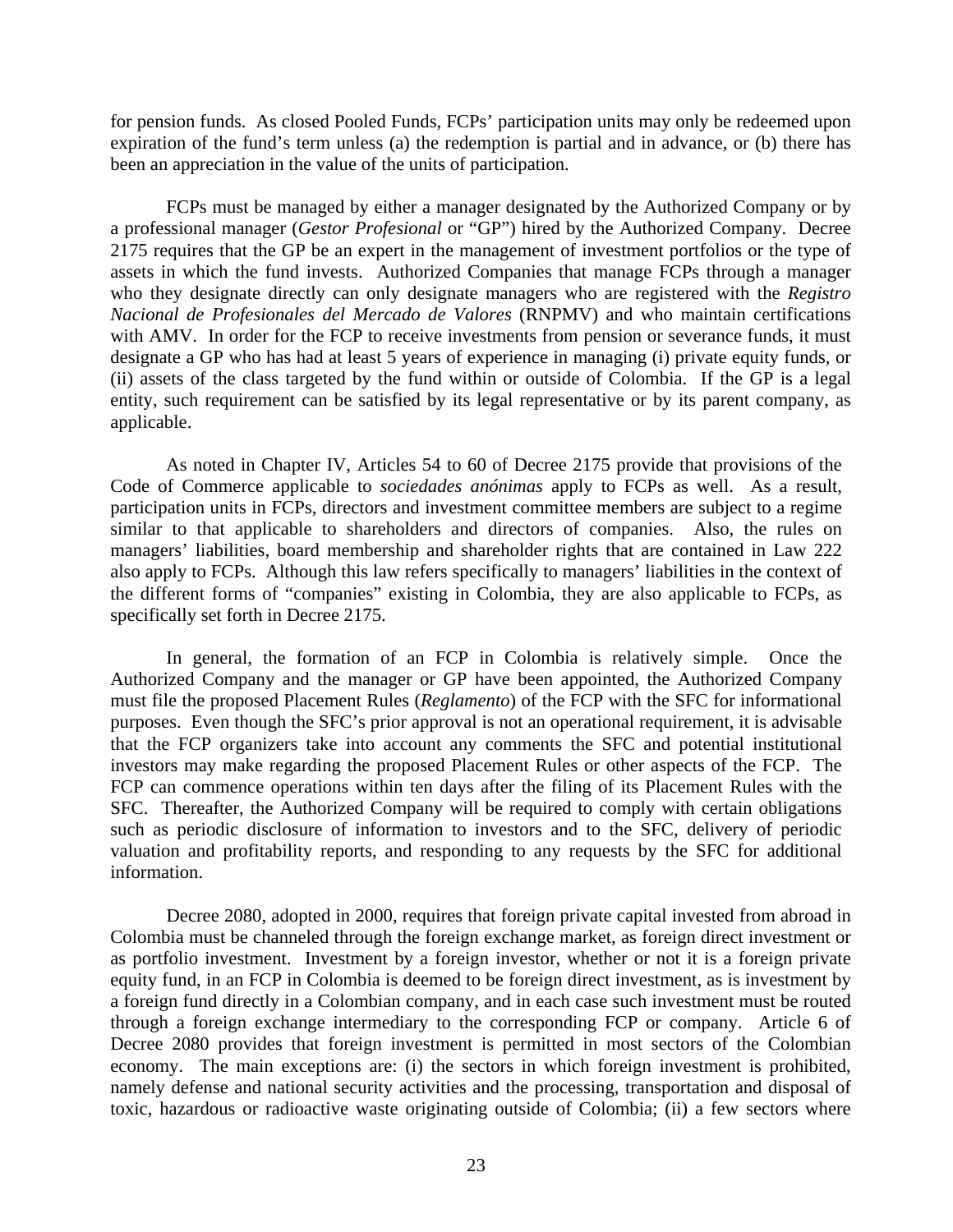for pension funds. As closed Pooled Funds, FCPs' participation units may only be redeemed upon expiration of the fund's term unless (a) the redemption is partial and in advance, or (b) there has been an appreciation in the value of the units of participation.

FCPs must be managed by either a manager designated by the Authorized Company or by a professional manager (*Gestor Profesional* or "GP") hired by the Authorized Company. Decree 2175 requires that the GP be an expert in the management of investment portfolios or the type of assets in which the fund invests. Authorized Companies that manage FCPs through a manager who they designate directly can only designate managers who are registered with the *Registro Nacional de Profesionales del Mercado de Valores* (RNPMV) and who maintain certifications with AMV. In order for the FCP to receive investments from pension or severance funds, it must designate a GP who has had at least 5 years of experience in managing (i) private equity funds, or (ii) assets of the class targeted by the fund within or outside of Colombia. If the GP is a legal entity, such requirement can be satisfied by its legal representative or by its parent company, as applicable.

As noted in Chapter IV, Articles 54 to 60 of Decree 2175 provide that provisions of the Code of Commerce applicable to *sociedades anónimas* apply to FCPs as well. As a result, participation units in FCPs, directors and investment committee members are subject to a regime similar to that applicable to shareholders and directors of companies. Also, the rules on managers' liabilities, board membership and shareholder rights that are contained in Law 222 also apply to FCPs. Although this law refers specifically to managers' liabilities in the context of the different forms of "companies" existing in Colombia, they are also applicable to FCPs, as specifically set forth in Decree 2175.

In general, the formation of an FCP in Colombia is relatively simple. Once the Authorized Company and the manager or GP have been appointed, the Authorized Company must file the proposed Placement Rules (*Reglamento*) of the FCP with the SFC for informational purposes. Even though the SFC's prior approval is not an operational requirement, it is advisable that the FCP organizers take into account any comments the SFC and potential institutional investors may make regarding the proposed Placement Rules or other aspects of the FCP. The FCP can commence operations within ten days after the filing of its Placement Rules with the SFC. Thereafter, the Authorized Company will be required to comply with certain obligations such as periodic disclosure of information to investors and to the SFC, delivery of periodic valuation and profitability reports, and responding to any requests by the SFC for additional information.

Decree 2080, adopted in 2000, requires that foreign private capital invested from abroad in Colombia must be channeled through the foreign exchange market, as foreign direct investment or as portfolio investment. Investment by a foreign investor, whether or not it is a foreign private equity fund, in an FCP in Colombia is deemed to be foreign direct investment, as is investment by a foreign fund directly in a Colombian company, and in each case such investment must be routed through a foreign exchange intermediary to the corresponding FCP or company. Article 6 of Decree 2080 provides that foreign investment is permitted in most sectors of the Colombian economy. The main exceptions are: (i) the sectors in which foreign investment is prohibited, namely defense and national security activities and the processing, transportation and disposal of toxic, hazardous or radioactive waste originating outside of Colombia; (ii) a few sectors where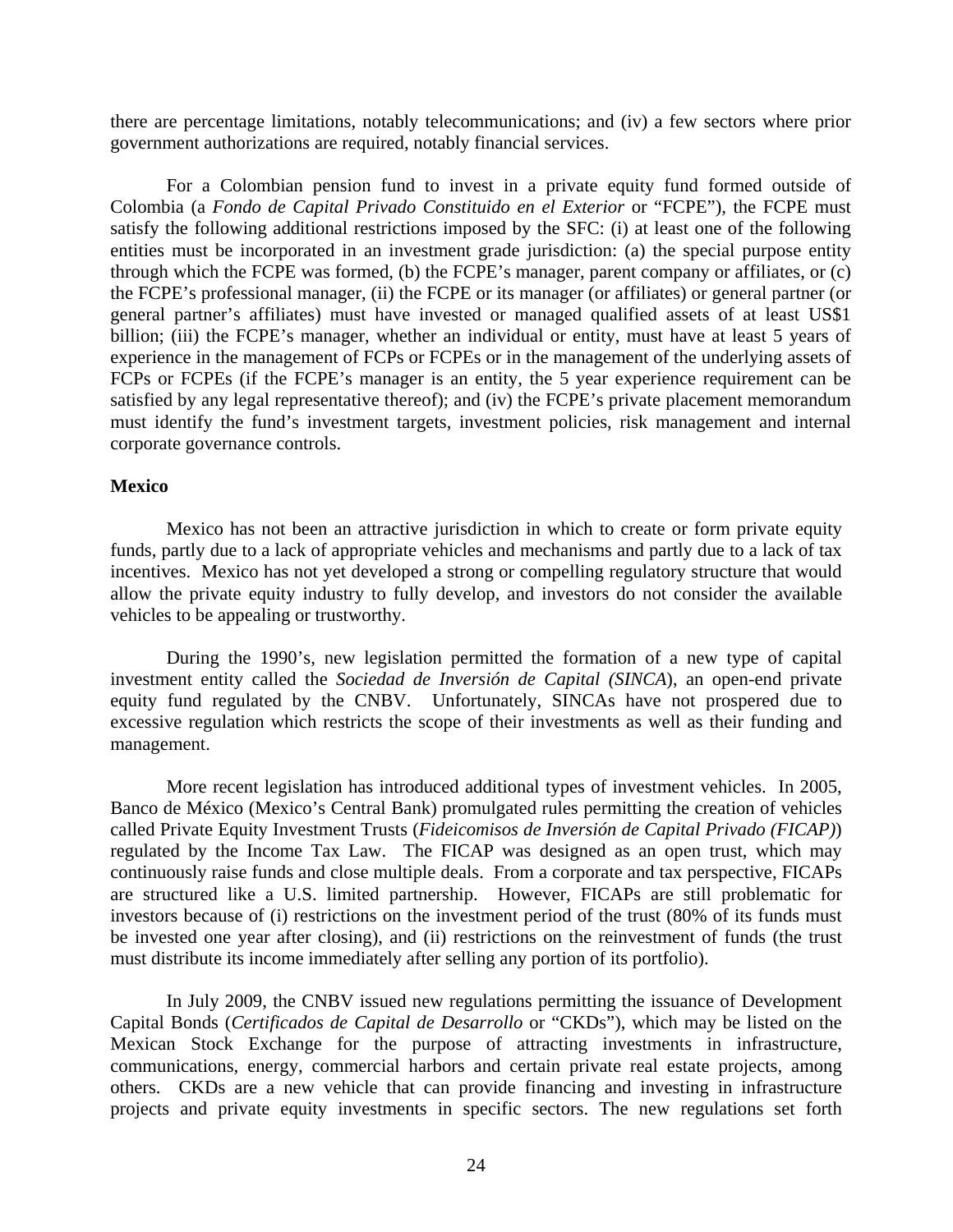there are percentage limitations, notably telecommunications; and (iv) a few sectors where prior government authorizations are required, notably financial services.

For a Colombian pension fund to invest in a private equity fund formed outside of Colombia (a *Fondo de Capital Privado Constituido en el Exterior* or "FCPE"), the FCPE must satisfy the following additional restrictions imposed by the SFC: (i) at least one of the following entities must be incorporated in an investment grade jurisdiction: (a) the special purpose entity through which the FCPE was formed, (b) the FCPE's manager, parent company or affiliates, or (c) the FCPE's professional manager, (ii) the FCPE or its manager (or affiliates) or general partner (or general partner's affiliates) must have invested or managed qualified assets of at least US$1 billion; (iii) the FCPE's manager, whether an individual or entity, must have at least 5 years of experience in the management of FCPs or FCPEs or in the management of the underlying assets of FCPs or FCPEs (if the FCPE's manager is an entity, the 5 year experience requirement can be satisfied by any legal representative thereof); and (iv) the FCPE's private placement memorandum must identify the fund's investment targets, investment policies, risk management and internal corporate governance controls.

**Mexico**

Mexico has not been an attractive jurisdiction in which to create or form private equity funds, partly due to a lack of appropriate vehicles and mechanisms and partly due to a lack of tax incentives. Mexico has not yet developed a strong or compelling regulatory structure that would allow the private equity industry to fully develop, and investors do not consider the available vehicles to be appealing or trustworthy.

During the 1990's, new legislation permitted the formation of a new type of capital investment entity called the *Sociedad de Inversión de Capital (SINCA*), an open-end private equity fund regulated by the CNBV. Unfortunately, SINCAs have not prospered due to excessive regulation which restricts the scope of their investments as well as their funding and management.

More recent legislation has introduced additional types of investment vehicles. In 2005, Banco de México (Mexico's Central Bank) promulgated rules permitting the creation of vehicles called Private Equity Investment Trusts (*Fideicomisos de Inversión de Capital Privado (FICAP)*) regulated by the Income Tax Law. The FICAP was designed as an open trust, which may continuously raise funds and close multiple deals. From a corporate and tax perspective, FICAPs are structured like a U.S. limited partnership. However, FICAPs are still problematic for investors because of (i) restrictions on the investment period of the trust (80% of its funds must be invested one year after closing), and (ii) restrictions on the reinvestment of funds (the trust must distribute its income immediately after selling any portion of its portfolio).

In July 2009, the CNBV issued new regulations permitting the issuance of Development Capital Bonds (*Certificados de Capital de Desarrollo* or "CKDs"), which may be listed on the Mexican Stock Exchange for the purpose of attracting investments in infrastructure, communications, energy, commercial harbors and certain private real estate projects, among others. CKDs are a new vehicle that can provide financing and investing in infrastructure projects and private equity investments in specific sectors. The new regulations set forth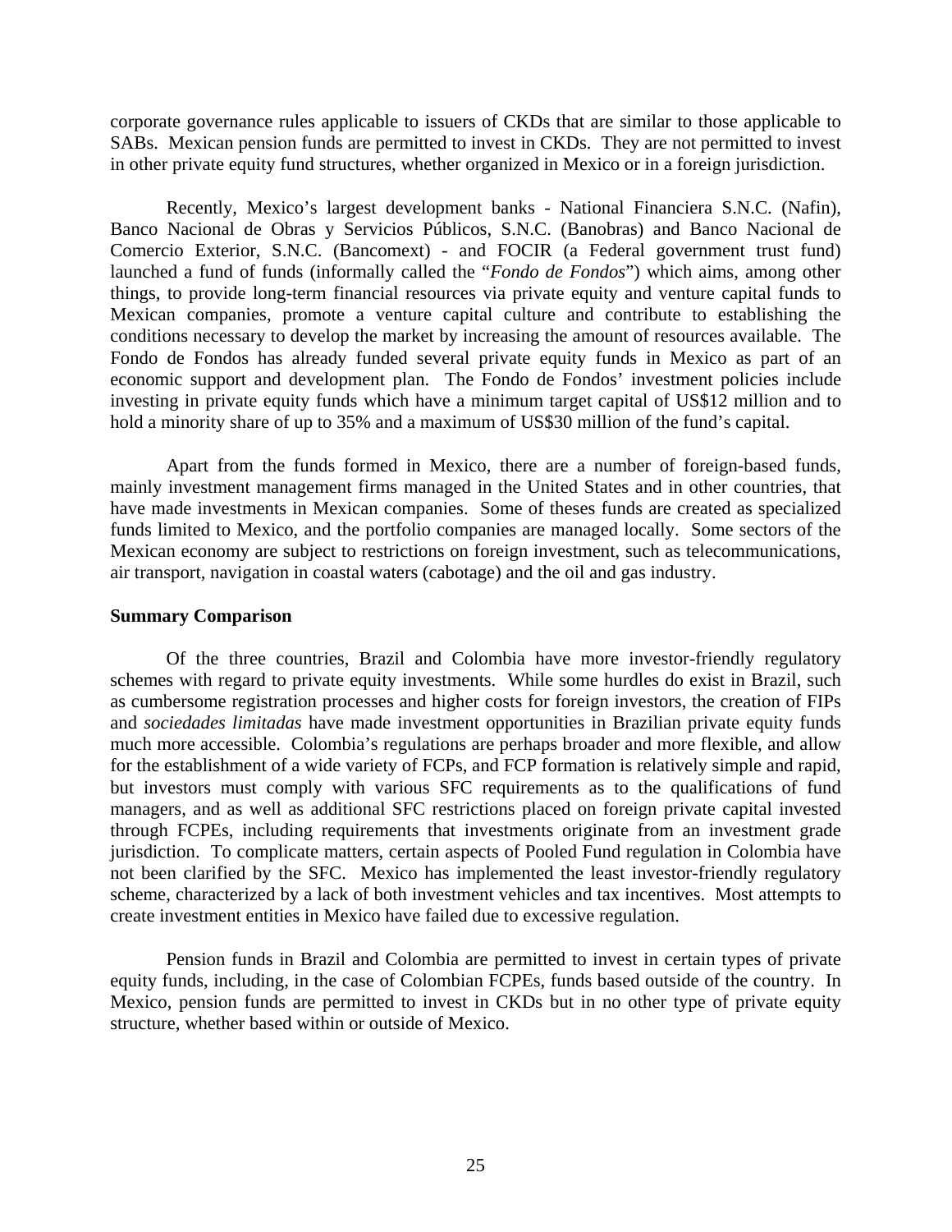corporate governance rules applicable to issuers of CKDs that are similar to those applicable to SABs. Mexican pension funds are permitted to invest in CKDs. They are not permitted to invest in other private equity fund structures, whether organized in Mexico or in a foreign jurisdiction.

Recently, Mexico's largest development banks - National Financiera S.N.C. (Nafin), Banco Nacional de Obras y Servicios Públicos, S.N.C. (Banobras) and Banco Nacional de Comercio Exterior, S.N.C. (Bancomext) - and FOCIR (a Federal government trust fund) launched a fund of funds (informally called the "*Fondo de Fondos*") which aims, among other things, to provide long-term financial resources via private equity and venture capital funds to Mexican companies, promote a venture capital culture and contribute to establishing the conditions necessary to develop the market by increasing the amount of resources available. The Fondo de Fondos has already funded several private equity funds in Mexico as part of an economic support and development plan. The Fondo de Fondos' investment policies include investing in private equity funds which have a minimum target capital of US$12 million and to hold a minority share of up to 35% and a maximum of US$30 million of the fund's capital.

Apart from the funds formed in Mexico, there are a number of foreign-based funds, mainly investment management firms managed in the United States and in other countries, that have made investments in Mexican companies. Some of theses funds are created as specialized funds limited to Mexico, and the portfolio companies are managed locally. Some sectors of the Mexican economy are subject to restrictions on foreign investment, such as telecommunications, air transport, navigation in coastal waters (cabotage) and the oil and gas industry.

**Summary Comparison**

Of the three countries, Brazil and Colombia have more investor-friendly regulatory schemes with regard to private equity investments. While some hurdles do exist in Brazil, such as cumbersome registration processes and higher costs for foreign investors, the creation of FIPs and *sociedades limitadas* have made investment opportunities in Brazilian private equity funds much more accessible. Colombia's regulations are perhaps broader and more flexible, and allow for the establishment of a wide variety of FCPs, and FCP formation is relatively simple and rapid, but investors must comply with various SFC requirements as to the qualifications of fund managers, and as well as additional SFC restrictions placed on foreign private capital invested through FCPEs, including requirements that investments originate from an investment grade jurisdiction. To complicate matters, certain aspects of Pooled Fund regulation in Colombia have not been clarified by the SFC. Mexico has implemented the least investor-friendly regulatory scheme, characterized by a lack of both investment vehicles and tax incentives. Most attempts to create investment entities in Mexico have failed due to excessive regulation.

Pension funds in Brazil and Colombia are permitted to invest in certain types of private equity funds, including, in the case of Colombian FCPEs, funds based outside of the country. In Mexico, pension funds are permitted to invest in CKDs but in no other type of private equity structure, whether based within or outside of Mexico.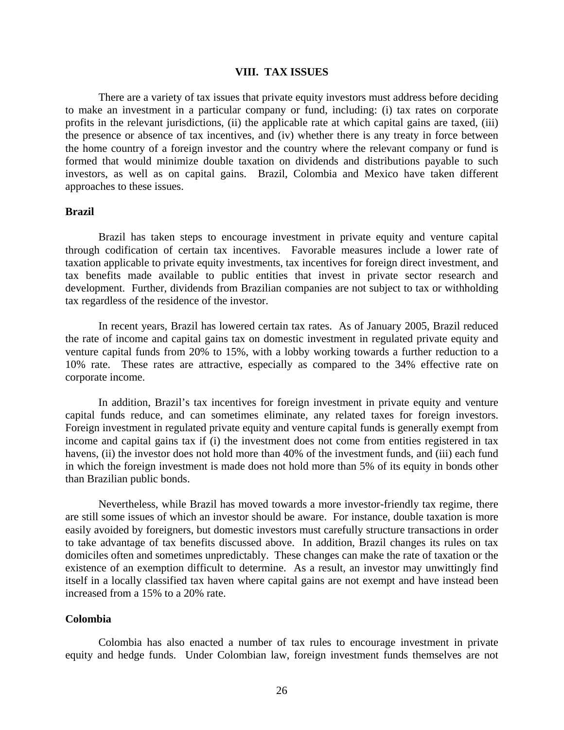## VIII. TAX ISSUES

There are a variety of tax issues that private equity investors must address before deciding to make an investment in a particular company or fund, including: (i) tax rates on corporate profits in the relevant jurisdictions, (ii) the applicable rate at which capital gains are taxed, (iii) the presence or absence of tax incentives, and (iv) whether there is any treaty in force between the home country of a foreign investor and the country where the relevant company or fund is formed that would minimize double taxation on dividends and distributions payable to such investors, as well as on capital gains. Brazil, Colombia and Mexico have taken different approaches to these issues.

### Brazil

Brazil has taken steps to encourage investment in private equity and venture capital through codification of certain tax incentives. Favorable measures include a lower rate of taxation applicable to private equity investments, tax incentives for foreign direct investment, and tax benefits made available to public entities that invest in private sector research and development. Further, dividends from Brazilian companies are not subject to tax or withholding tax regardless of the residence of the investor.

In recent years, Brazil has lowered certain tax rates. As of January 2005, Brazil reduced the rate of income and capital gains tax on domestic investment in regulated private equity and venture capital funds from 20% to 15%, with a lobby working towards a further reduction to a 10% rate. These rates are attractive, especially as compared to the 34% effective rate on corporate income.

In addition, Brazil's tax incentives for foreign investment in private equity and venture capital funds reduce, and can sometimes eliminate, any related taxes for foreign investors. Foreign investment in regulated private equity and venture capital funds is generally exempt from income and capital gains tax if (i) the investment does not come from entities registered in tax havens, (ii) the investor does not hold more than 40% of the investment funds, and (iii) each fund in which the foreign investment is made does not hold more than 5% of its equity in bonds other than Brazilian public bonds.

Nevertheless, while Brazil has moved towards a more investor-friendly tax regime, there are still some issues of which an investor should be aware. For instance, double taxation is more easily avoided by foreigners, but domestic investors must carefully structure transactions in order to take advantage of tax benefits discussed above. In addition, Brazil changes its rules on tax domiciles often and sometimes unpredictably. These changes can make the rate of taxation or the existence of an exemption difficult to determine. As a result, an investor may unwittingly find itself in a locally classified tax haven where capital gains are not exempt and have instead been increased from a 15% to a 20% rate.

### Colombia

Colombia has also enacted a number of tax rules to encourage investment in private equity and hedge funds. Under Colombian law, foreign investment funds themselves are not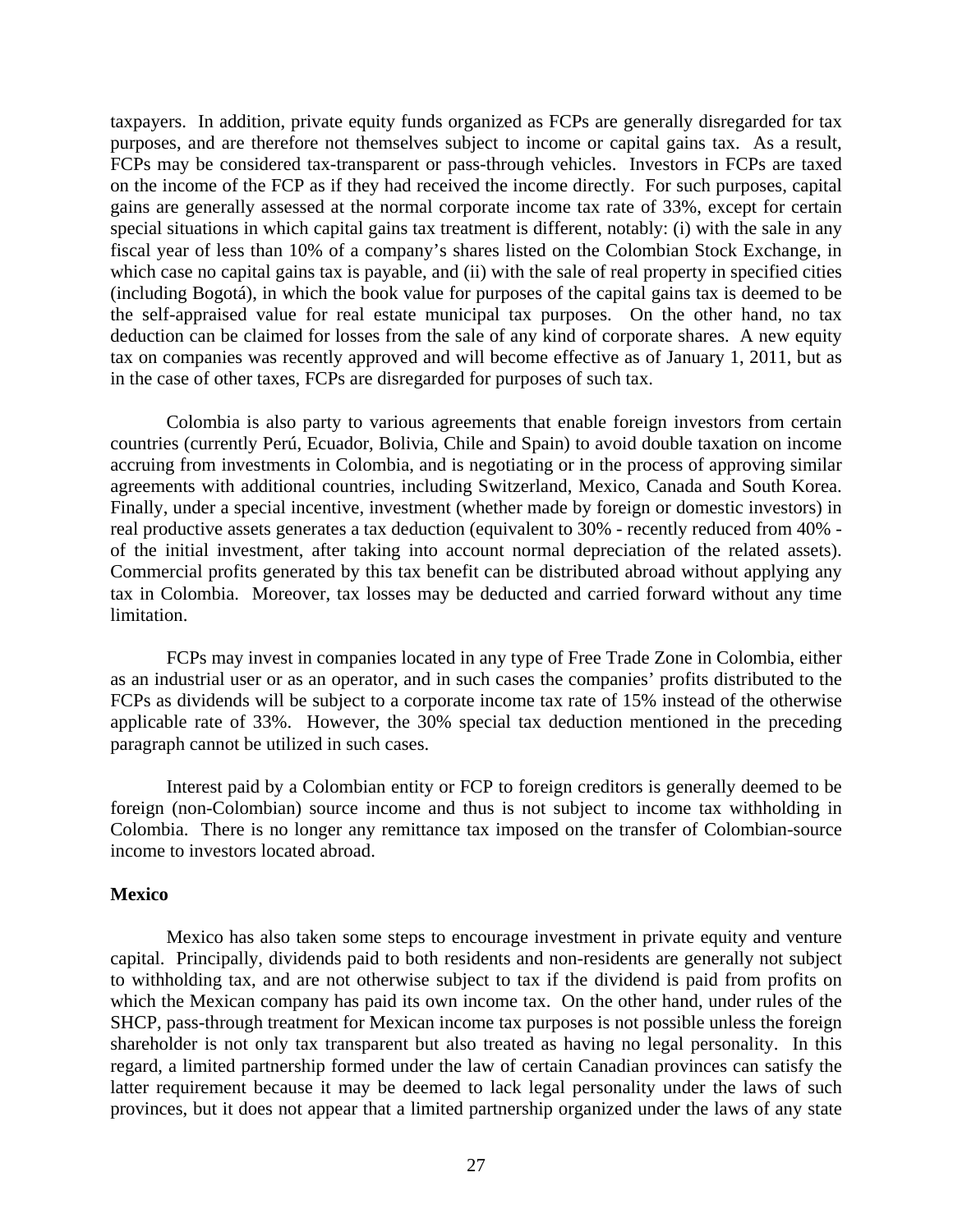taxpayers. In addition, private equity funds organized as FCPs are generally disregarded for tax purposes, and are therefore not themselves subject to income or capital gains tax. As a result, FCPs may be considered tax-transparent or pass-through vehicles. Investors in FCPs are taxed on the income of the FCP as if they had received the income directly. For such purposes, capital gains are generally assessed at the normal corporate income tax rate of 33%, except for certain special situations in which capital gains tax treatment is different, notably: (i) with the sale in any fiscal year of less than 10% of a company's shares listed on the Colombian Stock Exchange, in which case no capital gains tax is payable, and (ii) with the sale of real property in specified cities (including Bogotá), in which the book value for purposes of the capital gains tax is deemed to be the self-appraised value for real estate municipal tax purposes. On the other hand, no tax deduction can be claimed for losses from the sale of any kind of corporate shares. A new equity tax on companies was recently approved and will become effective as of January 1, 2011, but as in the case of other taxes, FCPs are disregarded for purposes of such tax.

Colombia is also party to various agreements that enable foreign investors from certain countries (currently Perú, Ecuador, Bolivia, Chile and Spain) to avoid double taxation on income accruing from investments in Colombia, and is negotiating or in the process of approving similar agreements with additional countries, including Switzerland, Mexico, Canada and South Korea. Finally, under a special incentive, investment (whether made by foreign or domestic investors) in real productive assets generates a tax deduction (equivalent to 30% - recently reduced from 40% - of the initial investment, after taking into account normal depreciation of the related assets). Commercial profits generated by this tax benefit can be distributed abroad without applying any tax in Colombia. Moreover, tax losses may be deducted and carried forward without any time limitation.

FCPs may invest in companies located in any type of Free Trade Zone in Colombia, either as an industrial user or as an operator, and in such cases the companies' profits distributed to the FCPs as dividends will be subject to a corporate income tax rate of 15% instead of the otherwise applicable rate of 33%. However, the 30% special tax deduction mentioned in the preceding paragraph cannot be utilized in such cases.

Interest paid by a Colombian entity or FCP to foreign creditors is generally deemed to be foreign (non-Colombian) source income and thus is not subject to income tax withholding in Colombia. There is no longer any remittance tax imposed on the transfer of Colombian-source income to investors located abroad.

**Mexico**

Mexico has also taken some steps to encourage investment in private equity and venture capital. Principally, dividends paid to both residents and non-residents are generally not subject to withholding tax, and are not otherwise subject to tax if the dividend is paid from profits on which the Mexican company has paid its own income tax. On the other hand, under rules of the SHCP, pass-through treatment for Mexican income tax purposes is not possible unless the foreign shareholder is not only tax transparent but also treated as having no legal personality. In this regard, a limited partnership formed under the law of certain Canadian provinces can satisfy the latter requirement because it may be deemed to lack legal personality under the laws of such provinces, but it does not appear that a limited partnership organized under the laws of any state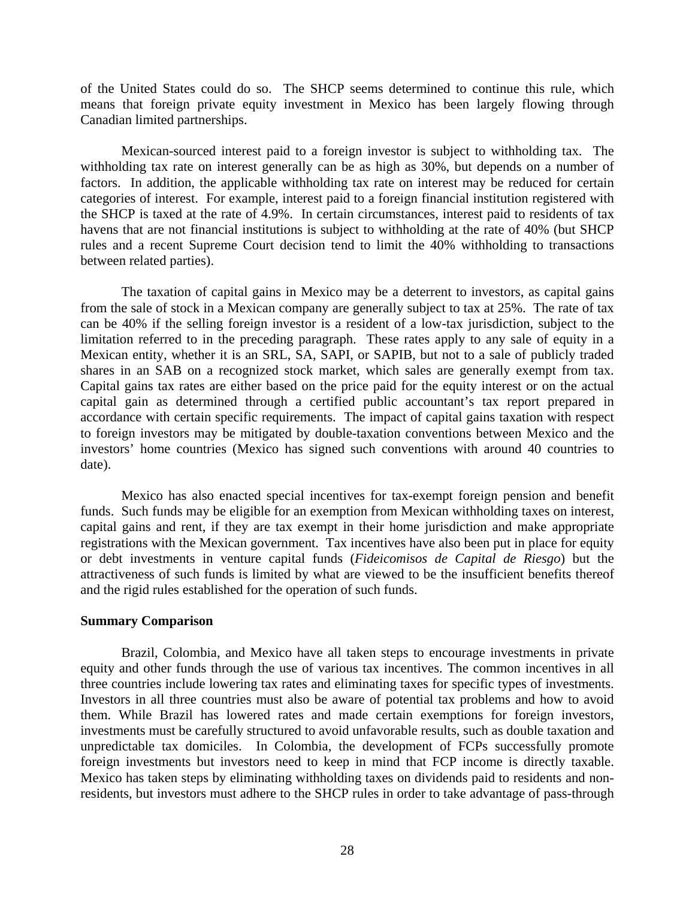of the United States could do so. The SHCP seems determined to continue this rule, which means that foreign private equity investment in Mexico has been largely flowing through Canadian limited partnerships.

Mexican-sourced interest paid to a foreign investor is subject to withholding tax. The withholding tax rate on interest generally can be as high as 30%, but depends on a number of factors. In addition, the applicable withholding tax rate on interest may be reduced for certain categories of interest. For example, interest paid to a foreign financial institution registered with the SHCP is taxed at the rate of 4.9%. In certain circumstances, interest paid to residents of tax havens that are not financial institutions is subject to withholding at the rate of 40% (but SHCP rules and a recent Supreme Court decision tend to limit the 40% withholding to transactions between related parties).

The taxation of capital gains in Mexico may be a deterrent to investors, as capital gains from the sale of stock in a Mexican company are generally subject to tax at 25%. The rate of tax can be 40% if the selling foreign investor is a resident of a low-tax jurisdiction, subject to the limitation referred to in the preceding paragraph. These rates apply to any sale of equity in a Mexican entity, whether it is an SRL, SA, SAPI, or SAPIB, but not to a sale of publicly traded shares in an SAB on a recognized stock market, which sales are generally exempt from tax. Capital gains tax rates are either based on the price paid for the equity interest or on the actual capital gain as determined through a certified public accountant's tax report prepared in accordance with certain specific requirements. The impact of capital gains taxation with respect to foreign investors may be mitigated by double-taxation conventions between Mexico and the investors' home countries (Mexico has signed such conventions with around 40 countries to date).

Mexico has also enacted special incentives for tax-exempt foreign pension and benefit funds. Such funds may be eligible for an exemption from Mexican withholding taxes on interest, capital gains and rent, if they are tax exempt in their home jurisdiction and make appropriate registrations with the Mexican government. Tax incentives have also been put in place for equity or debt investments in venture capital funds (*Fideicomisos de Capital de Riesgo*) but the attractiveness of such funds is limited by what are viewed to be the insufficient benefits thereof and the rigid rules established for the operation of such funds.

**Summary Comparison**

Brazil, Colombia, and Mexico have all taken steps to encourage investments in private equity and other funds through the use of various tax incentives. The common incentives in all three countries include lowering tax rates and eliminating taxes for specific types of investments. Investors in all three countries must also be aware of potential tax problems and how to avoid them. While Brazil has lowered rates and made certain exemptions for foreign investors, investments must be carefully structured to avoid unfavorable results, such as double taxation and unpredictable tax domiciles. In Colombia, the development of FCPs successfully promote foreign investments but investors need to keep in mind that FCP income is directly taxable. Mexico has taken steps by eliminating withholding taxes on dividends paid to residents and non-residents, but investors must adhere to the SHCP rules in order to take advantage of pass-through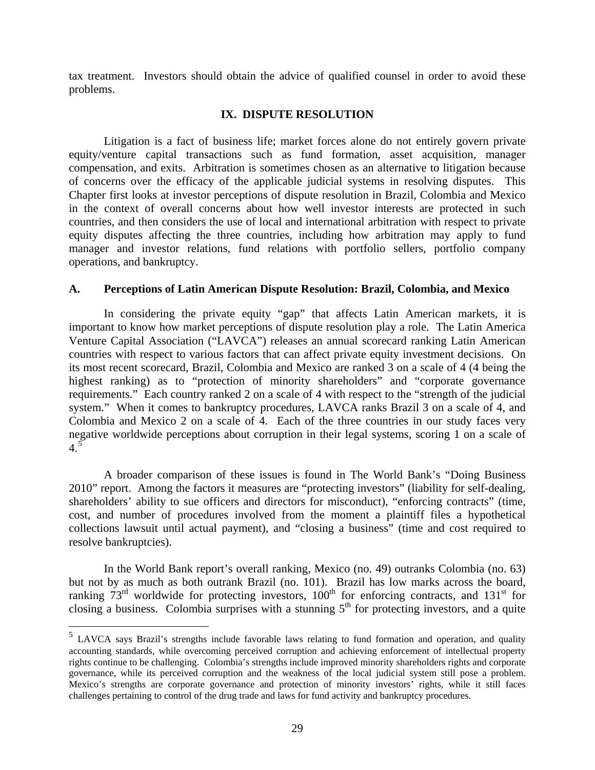tax treatment. Investors should obtain the advice of qualified counsel in order to avoid these problems.

## IX. DISPUTE RESOLUTION

Litigation is a fact of business life; market forces alone do not entirely govern private equity/venture capital transactions such as fund formation, asset acquisition, manager compensation, and exits. Arbitration is sometimes chosen as an alternative to litigation because of concerns over the efficacy of the applicable judicial systems in resolving disputes. This Chapter first looks at investor perceptions of dispute resolution in Brazil, Colombia and Mexico in the context of overall concerns about how well investor interests are protected in such countries, and then considers the use of local and international arbitration with respect to private equity disputes affecting the three countries, including how arbitration may apply to fund manager and investor relations, fund relations with portfolio sellers, portfolio company operations, and bankruptcy.

### A. Perceptions of Latin American Dispute Resolution: Brazil, Colombia, and Mexico

In considering the private equity "gap" that affects Latin American markets, it is important to know how market perceptions of dispute resolution play a role. The Latin America Venture Capital Association ("LAVCA") releases an annual scorecard ranking Latin American countries with respect to various factors that can affect private equity investment decisions. On its most recent scorecard, Brazil, Colombia and Mexico are ranked 3 on a scale of 4 (4 being the highest ranking) as to "protection of minority shareholders" and "corporate governance requirements." Each country ranked 2 on a scale of 4 with respect to the "strength of the judicial system." When it comes to bankruptcy procedures, LAVCA ranks Brazil 3 on a scale of 4, and Colombia and Mexico 2 on a scale of 4. Each of the three countries in our study faces very negative worldwide perceptions about corruption in their legal systems, scoring 1 on a scale of 4.[5]

A broader comparison of these issues is found in The World Bank's "Doing Business 2010" report. Among the factors it measures are "protecting investors" (liability for self-dealing, shareholders' ability to sue officers and directors for misconduct), "enforcing contracts" (time, cost, and number of procedures involved from the moment a plaintiff files a hypothetical collections lawsuit until actual payment), and "closing a business" (time and cost required to resolve bankruptcies).

In the World Bank report's overall ranking, Mexico (no. 49) outranks Colombia (no. 63) but not by as much as both outrank Brazil (no. 101). Brazil has low marks across the board, ranking 73rd worldwide for protecting investors, 100th for enforcing contracts, and 131st for closing a business. Colombia surprises with a stunning 5th for protecting investors, and a quite

---

[5] LAVCA says Brazil's strengths include favorable laws relating to fund formation and operation, and quality accounting standards, while overcoming perceived corruption and achieving enforcement of intellectual property rights continue to be challenging. Colombia's strengths include improved minority shareholders rights and corporate governance, while its perceived corruption and the weakness of the local judicial system still pose a problem. Mexico's strengths are corporate governance and protection of minority investors' rights, while it still faces challenges pertaining to control of the drug trade and laws for fund activity and bankruptcy procedures.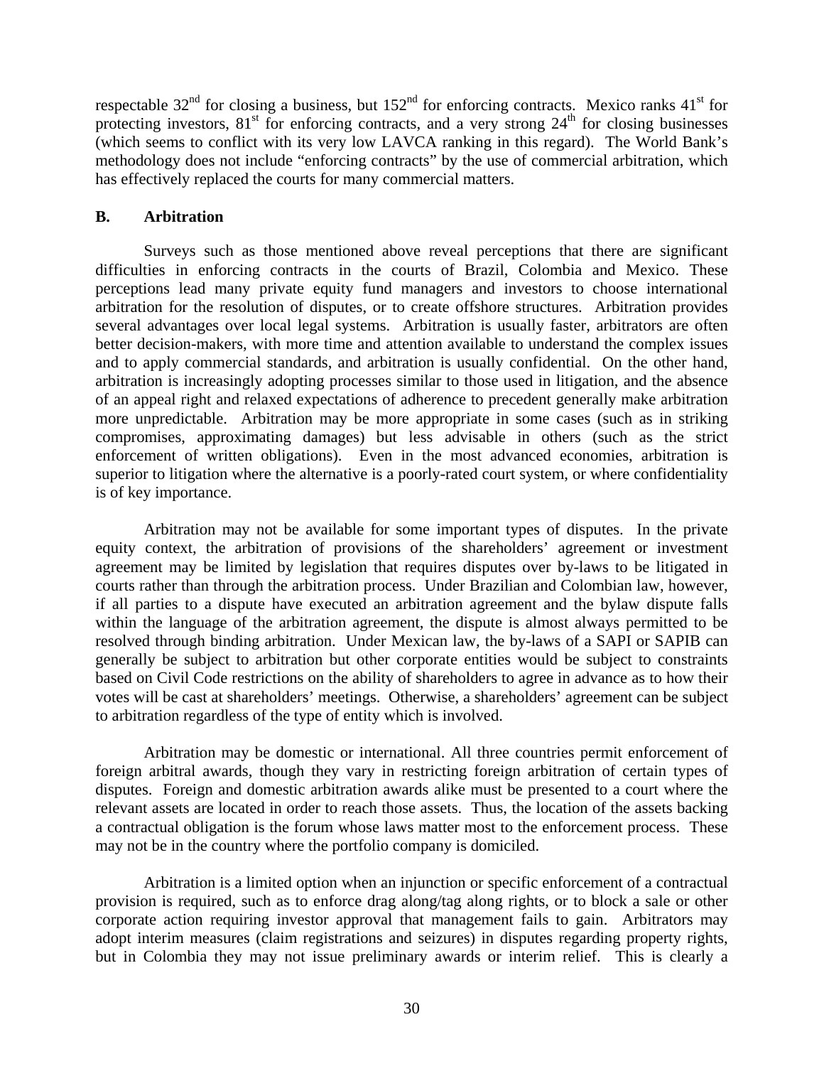respectable 32nd for closing a business, but 152nd for enforcing contracts. Mexico ranks 41st for protecting investors, 81st for enforcing contracts, and a very strong 24th for closing businesses (which seems to conflict with its very low LAVCA ranking in this regard). The World Bank's methodology does not include "enforcing contracts" by the use of commercial arbitration, which has effectively replaced the courts for many commercial matters.

## B. Arbitration

Surveys such as those mentioned above reveal perceptions that there are significant difficulties in enforcing contracts in the courts of Brazil, Colombia and Mexico. These perceptions lead many private equity fund managers and investors to choose international arbitration for the resolution of disputes, or to create offshore structures. Arbitration provides several advantages over local legal systems. Arbitration is usually faster, arbitrators are often better decision-makers, with more time and attention available to understand the complex issues and to apply commercial standards, and arbitration is usually confidential. On the other hand, arbitration is increasingly adopting processes similar to those used in litigation, and the absence of an appeal right and relaxed expectations of adherence to precedent generally make arbitration more unpredictable. Arbitration may be more appropriate in some cases (such as in striking compromises, approximating damages) but less advisable in others (such as the strict enforcement of written obligations). Even in the most advanced economies, arbitration is superior to litigation where the alternative is a poorly-rated court system, or where confidentiality is of key importance.

Arbitration may not be available for some important types of disputes. In the private equity context, the arbitration of provisions of the shareholders' agreement or investment agreement may be limited by legislation that requires disputes over by-laws to be litigated in courts rather than through the arbitration process. Under Brazilian and Colombian law, however, if all parties to a dispute have executed an arbitration agreement and the bylaw dispute falls within the language of the arbitration agreement, the dispute is almost always permitted to be resolved through binding arbitration. Under Mexican law, the by-laws of a SAPI or SAPIB can generally be subject to arbitration but other corporate entities would be subject to constraints based on Civil Code restrictions on the ability of shareholders to agree in advance as to how their votes will be cast at shareholders' meetings. Otherwise, a shareholders' agreement can be subject to arbitration regardless of the type of entity which is involved.

Arbitration may be domestic or international. All three countries permit enforcement of foreign arbitral awards, though they vary in restricting foreign arbitration of certain types of disputes. Foreign and domestic arbitration awards alike must be presented to a court where the relevant assets are located in order to reach those assets. Thus, the location of the assets backing a contractual obligation is the forum whose laws matter most to the enforcement process. These may not be in the country where the portfolio company is domiciled.

Arbitration is a limited option when an injunction or specific enforcement of a contractual provision is required, such as to enforce drag along/tag along rights, or to block a sale or other corporate action requiring investor approval that management fails to gain. Arbitrators may adopt interim measures (claim registrations and seizures) in disputes regarding property rights, but in Colombia they may not issue preliminary awards or interim relief. This is clearly a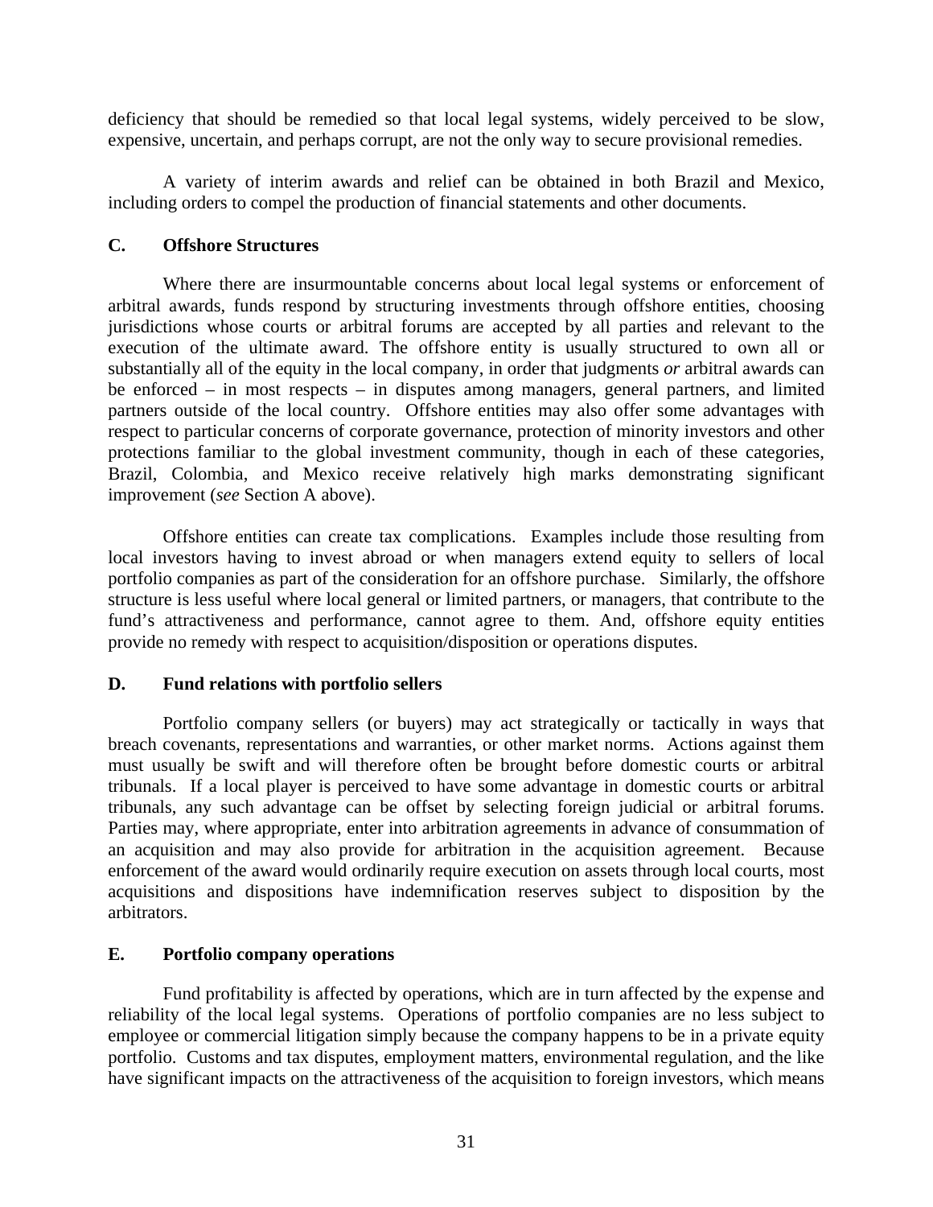deficiency that should be remedied so that local legal systems, widely perceived to be slow, expensive, uncertain, and perhaps corrupt, are not the only way to secure provisional remedies.

A variety of interim awards and relief can be obtained in both Brazil and Mexico, including orders to compel the production of financial statements and other documents.

### C. Offshore Structures

Where there are insurmountable concerns about local legal systems or enforcement of arbitral awards, funds respond by structuring investments through offshore entities, choosing jurisdictions whose courts or arbitral forums are accepted by all parties and relevant to the execution of the ultimate award. The offshore entity is usually structured to own all or substantially all of the equity in the local company, in order that judgments *or* arbitral awards can be enforced – in most respects – in disputes among managers, general partners, and limited partners outside of the local country. Offshore entities may also offer some advantages with respect to particular concerns of corporate governance, protection of minority investors and other protections familiar to the global investment community, though in each of these categories, Brazil, Colombia, and Mexico receive relatively high marks demonstrating significant improvement (*see* Section A above).

Offshore entities can create tax complications. Examples include those resulting from local investors having to invest abroad or when managers extend equity to sellers of local portfolio companies as part of the consideration for an offshore purchase. Similarly, the offshore structure is less useful where local general or limited partners, or managers, that contribute to the fund's attractiveness and performance, cannot agree to them. And, offshore equity entities provide no remedy with respect to acquisition/disposition or operations disputes.

### D. Fund relations with portfolio sellers

Portfolio company sellers (or buyers) may act strategically or tactically in ways that breach covenants, representations and warranties, or other market norms. Actions against them must usually be swift and will therefore often be brought before domestic courts or arbitral tribunals. If a local player is perceived to have some advantage in domestic courts or arbitral tribunals, any such advantage can be offset by selecting foreign judicial or arbitral forums. Parties may, where appropriate, enter into arbitration agreements in advance of consummation of an acquisition and may also provide for arbitration in the acquisition agreement. Because enforcement of the award would ordinarily require execution on assets through local courts, most acquisitions and dispositions have indemnification reserves subject to disposition by the arbitrators.

### E. Portfolio company operations

Fund profitability is affected by operations, which are in turn affected by the expense and reliability of the local legal systems. Operations of portfolio companies are no less subject to employee or commercial litigation simply because the company happens to be in a private equity portfolio. Customs and tax disputes, employment matters, environmental regulation, and the like have significant impacts on the attractiveness of the acquisition to foreign investors, which means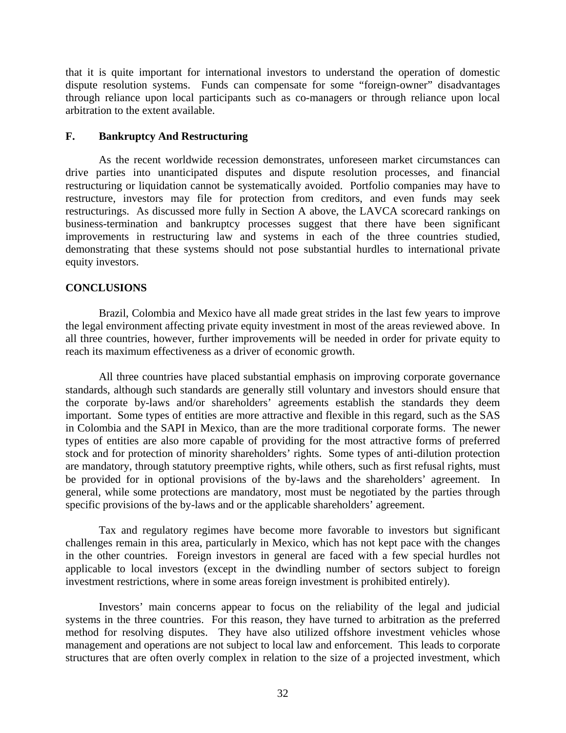that it is quite important for international investors to understand the operation of domestic dispute resolution systems. Funds can compensate for some "foreign-owner" disadvantages through reliance upon local participants such as co-managers or through reliance upon local arbitration to the extent available.

### F. Bankruptcy And Restructuring

As the recent worldwide recession demonstrates, unforeseen market circumstances can drive parties into unanticipated disputes and dispute resolution processes, and financial restructuring or liquidation cannot be systematically avoided. Portfolio companies may have to restructure, investors may file for protection from creditors, and even funds may seek restructurings. As discussed more fully in Section A above, the LAVCA scorecard rankings on business-termination and bankruptcy processes suggest that there have been significant improvements in restructuring law and systems in each of the three countries studied, demonstrating that these systems should not pose substantial hurdles to international private equity investors.

## CONCLUSIONS

Brazil, Colombia and Mexico have all made great strides in the last few years to improve the legal environment affecting private equity investment in most of the areas reviewed above. In all three countries, however, further improvements will be needed in order for private equity to reach its maximum effectiveness as a driver of economic growth.

All three countries have placed substantial emphasis on improving corporate governance standards, although such standards are generally still voluntary and investors should ensure that the corporate by-laws and/or shareholders' agreements establish the standards they deem important. Some types of entities are more attractive and flexible in this regard, such as the SAS in Colombia and the SAPI in Mexico, than are the more traditional corporate forms. The newer types of entities are also more capable of providing for the most attractive forms of preferred stock and for protection of minority shareholders' rights. Some types of anti-dilution protection are mandatory, through statutory preemptive rights, while others, such as first refusal rights, must be provided for in optional provisions of the by-laws and the shareholders' agreement. In general, while some protections are mandatory, most must be negotiated by the parties through specific provisions of the by-laws and or the applicable shareholders' agreement.

Tax and regulatory regimes have become more favorable to investors but significant challenges remain in this area, particularly in Mexico, which has not kept pace with the changes in the other countries. Foreign investors in general are faced with a few special hurdles not applicable to local investors (except in the dwindling number of sectors subject to foreign investment restrictions, where in some areas foreign investment is prohibited entirely).

Investors' main concerns appear to focus on the reliability of the legal and judicial systems in the three countries. For this reason, they have turned to arbitration as the preferred method for resolving disputes. They have also utilized offshore investment vehicles whose management and operations are not subject to local law and enforcement. This leads to corporate structures that are often overly complex in relation to the size of a projected investment, which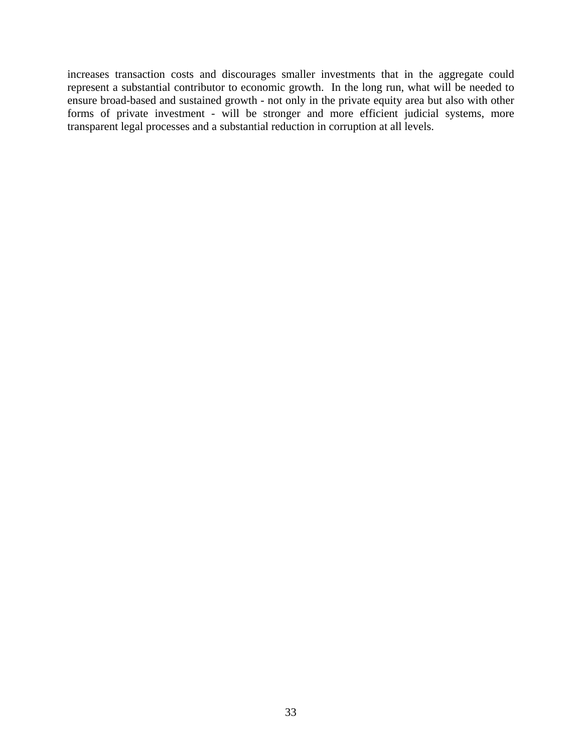increases transaction costs and discourages smaller investments that in the aggregate could represent a substantial contributor to economic growth.  In the long run, what will be needed to ensure broad-based and sustained growth - not only in the private equity area but also with other forms of private investment - will be stronger and more efficient judicial systems, more transparent legal processes and a substantial reduction in corruption at all levels.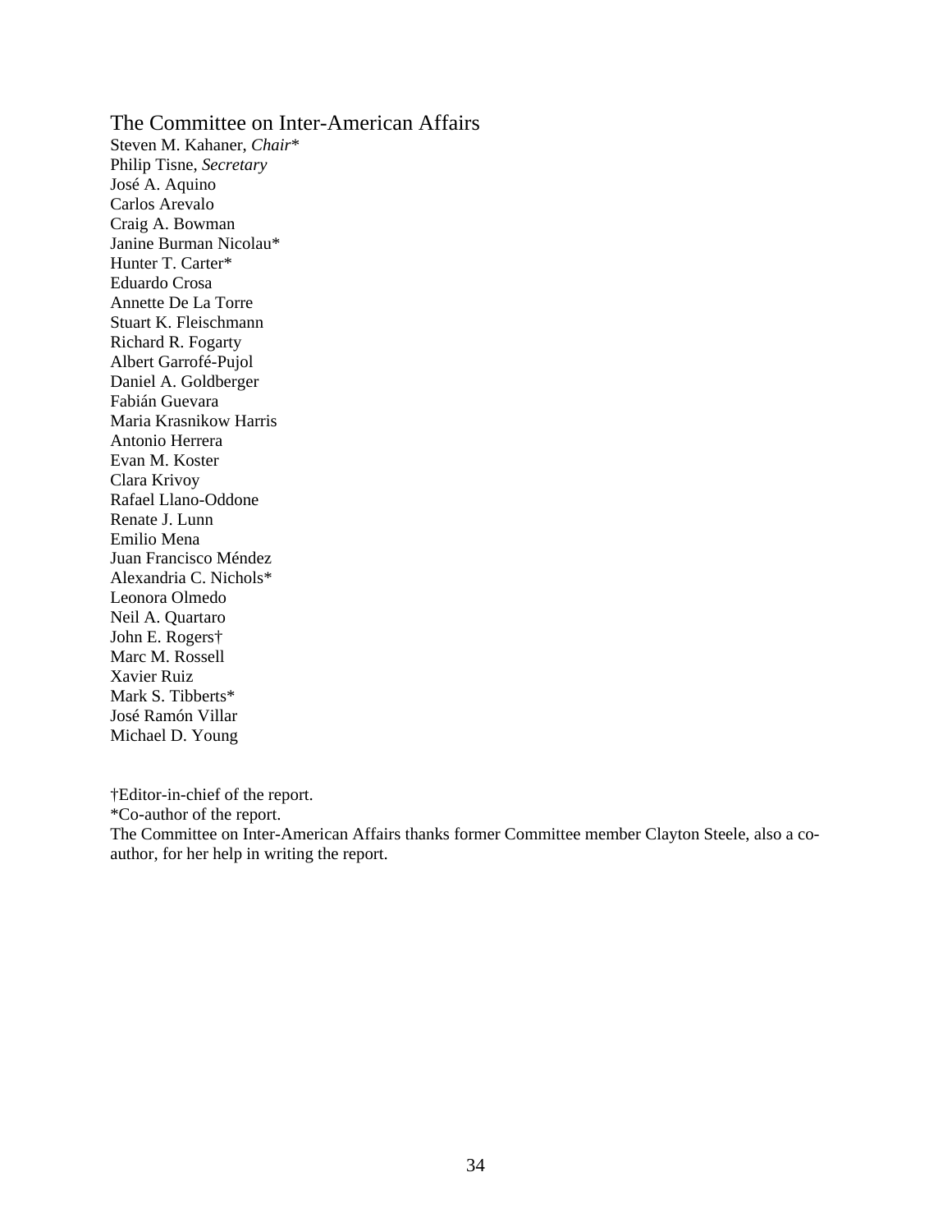## The Committee on Inter-American Affairs

Steven M. Kahaner, *Chair**
Philip Tisne, *Secretary*
José A. Aquino
Carlos Arevalo
Craig A. Bowman
Janine Burman Nicolau*
Hunter T. Carter*
Eduardo Crosa
Annette De La Torre
Stuart K. Fleischmann
Richard R. Fogarty
Albert Garrofé-Pujol
Daniel A. Goldberger
Fabián Guevara
Maria Krasnikow Harris
Antonio Herrera
Evan M. Koster
Clara Krivoy
Rafael Llano-Oddone
Renate J. Lunn
Emilio Mena
Juan Francisco Méndez
Alexandria C. Nichols*
Leonora Olmedo
Neil A. Quartaro
John E. Rogers†
Marc M. Rossell
Xavier Ruiz
Mark S. Tibberts*
José Ramón Villar
Michael D. Young

†Editor-in-chief of the report.
*Co-author of the report.
The Committee on Inter-American Affairs thanks former Committee member Clayton Steele, also a co-author, for her help in writing the report.